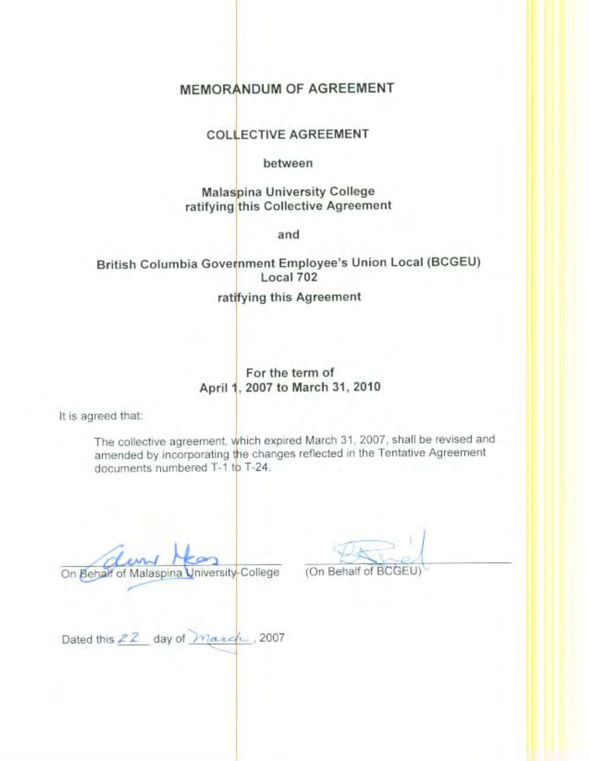# MEMORANDUM OF AGREEMENT

## COLLECTIVE AGREEMENT

**between**

**Malaspina University College**
**ratifying this Collective Agreement**

**and**

**British Columbia Government Employee's Union Local (BCGEU)**
**Local 702**

**ratifying this Agreement**

**For the term of**
**April 1, 2007 to March 31, 2010**

It is agreed that:

> The collective agreement, which expired March 31, 2007, shall be revised and amended by incorporating the changes reflected in the Tentative Agreement documents numbered T-1 to T-24.

On Behalf of Malaspina University College

(On Behalf of BCGEU)

Dated this 22 day of March, 2007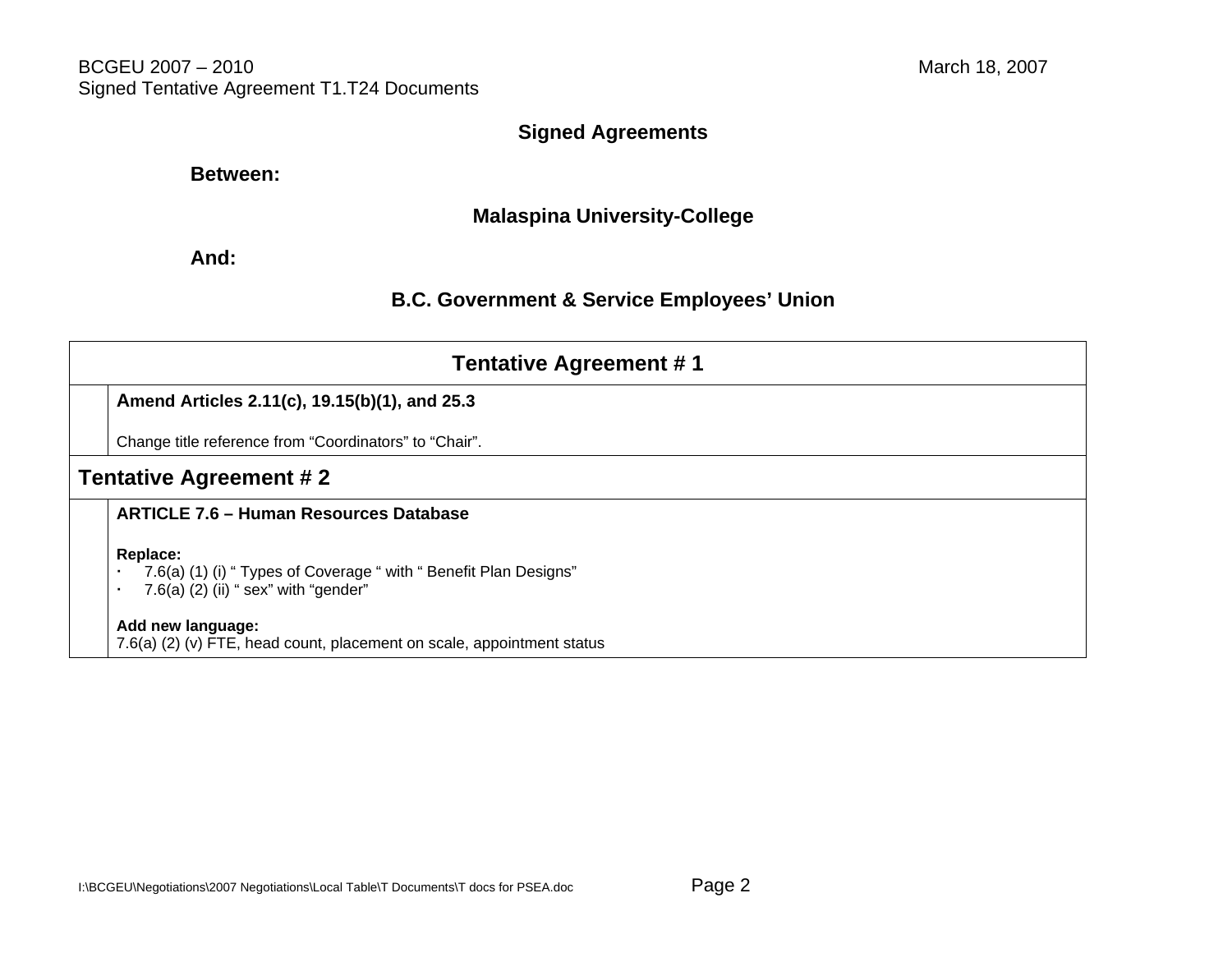BCGEU 2007 – 2010
Signed Tentative Agreement T1.T24 Documents

March 18, 2007

**Signed Agreements**

**Between:**

**Malaspina University-College**

**And:**

**B.C. Government & Service Employees' Union**

## Tentative Agreement # 1

**Amend Articles 2.11(c), 19.15(b)(1), and 25.3**

Change title reference from "Coordinators" to "Chair".

## Tentative Agreement # 2

**ARTICLE 7.6 – Human Resources Database**

**Replace:**

- 7.6(a) (1) (i) " Types of Coverage " with " Benefit Plan Designs"
- 7.6(a) (2) (ii) " sex" with "gender"

**Add new language:**

7.6(a) (2) (v) FTE, head count, placement on scale, appointment status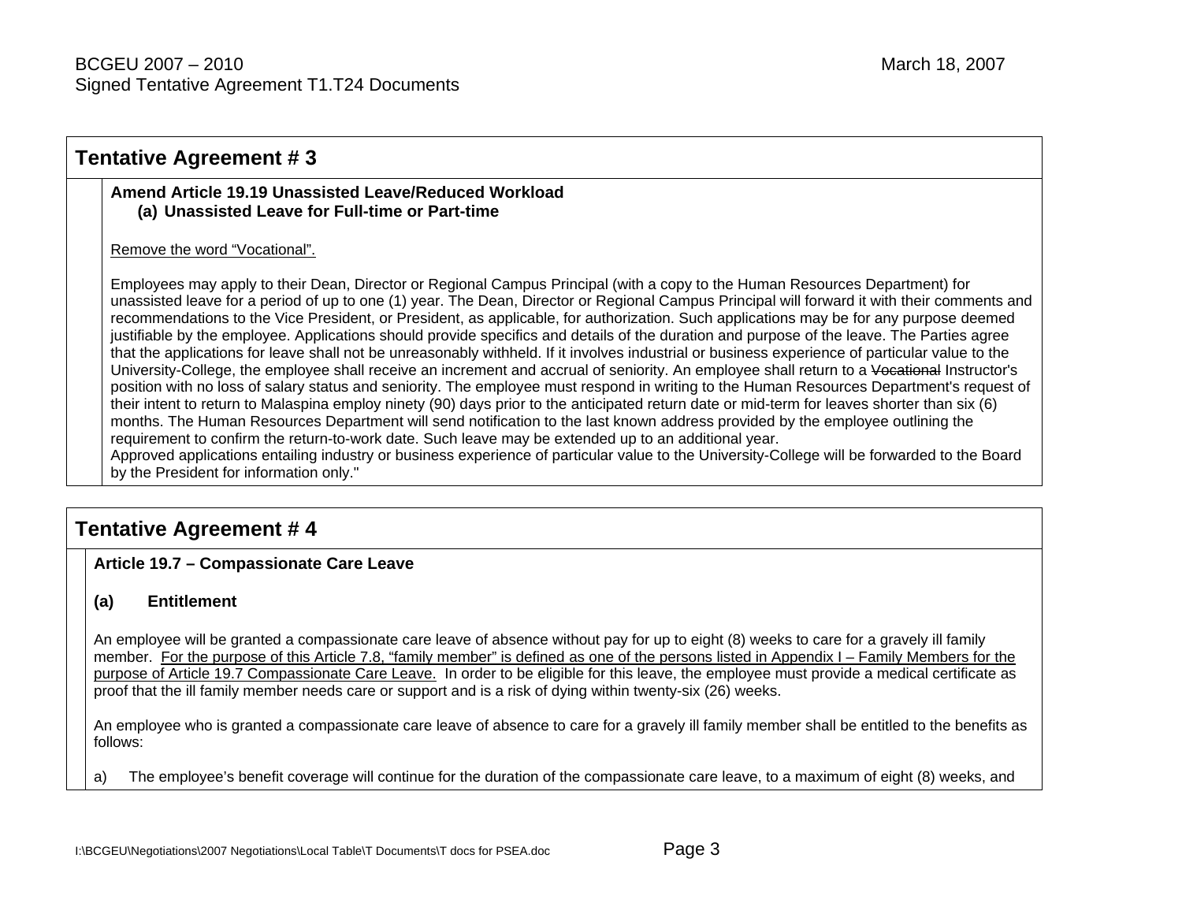## Tentative Agreement # 3

**Amend Article 19.19 Unassisted Leave/Reduced Workload**
**(a) Unassisted Leave for Full-time or Part-time**

<u>Remove the word "Vocational".</u>

Employees may apply to their Dean, Director or Regional Campus Principal (with a copy to the Human Resources Department) for unassisted leave for a period of up to one (1) year. The Dean, Director or Regional Campus Principal will forward it with their comments and recommendations to the Vice President, or President, as applicable, for authorization. Such applications may be for any purpose deemed justifiable by the employee. Applications should provide specifics and details of the duration and purpose of the leave. The Parties agree that the applications for leave shall not be unreasonably withheld. If it involves industrial or business experience of particular value to the University-College, the employee shall receive an increment and accrual of seniority. An employee shall return to a ~~Vocational~~ Instructor's position with no loss of salary status and seniority. The employee must respond in writing to the Human Resources Department's request of their intent to return to Malaspina employ ninety (90) days prior to the anticipated return date or mid-term for leaves shorter than six (6) months. The Human Resources Department will send notification to the last known address provided by the employee outlining the requirement to confirm the return-to-work date. Such leave may be extended up to an additional year.
Approved applications entailing industry or business experience of particular value to the University-College will be forwarded to the Board by the President for information only."

## Tentative Agreement # 4

**Article 19.7 – Compassionate Care Leave**

**(a) Entitlement**

An employee will be granted a compassionate care leave of absence without pay for up to eight (8) weeks to care for a gravely ill family member. <u>For the purpose of this Article 7.8, "family member" is defined as one of the persons listed in Appendix I – Family Members for the purpose of Article 19.7 Compassionate Care Leave.</u> In order to be eligible for this leave, the employee must provide a medical certificate as proof that the ill family member needs care or support and is a risk of dying within twenty-six (26) weeks.

An employee who is granted a compassionate care leave of absence to care for a gravely ill family member shall be entitled to the benefits as follows:

a) The employee's benefit coverage will continue for the duration of the compassionate care leave, to a maximum of eight (8) weeks, and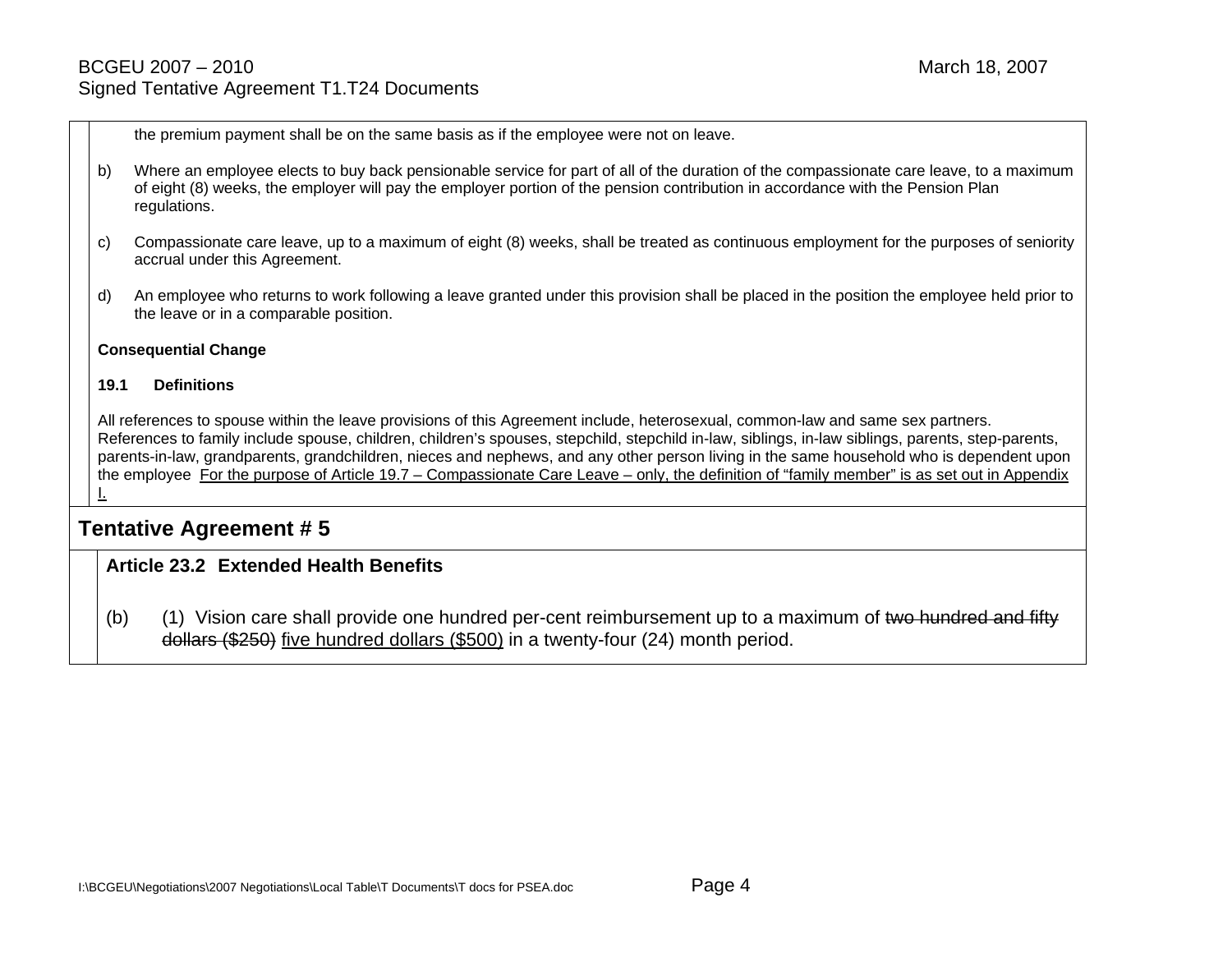the premium payment shall be on the same basis as if the employee were not on leave.

b) Where an employee elects to buy back pensionable service for part of all of the duration of the compassionate care leave, to a maximum of eight (8) weeks, the employer will pay the employer portion of the pension contribution in accordance with the Pension Plan regulations.

c) Compassionate care leave, up to a maximum of eight (8) weeks, shall be treated as continuous employment for the purposes of seniority accrual under this Agreement.

d) An employee who returns to work following a leave granted under this provision shall be placed in the position the employee held prior to the leave or in a comparable position.

**Consequential Change**

**19.1 Definitions**

All references to spouse within the leave provisions of this Agreement include, heterosexual, common-law and same sex partners. References to family include spouse, children, children's spouses, stepchild, stepchild in-law, siblings, in-law siblings, parents, step-parents, parents-in-law, grandparents, grandchildren, nieces and nephews, and any other person living in the same household who is dependent upon the employee <u>For the purpose of Article 19.7 – Compassionate Care Leave – only, the definition of "family member" is as set out in Appendix I.</u>

## Tentative Agreement # 5

**Article 23.2 Extended Health Benefits**

(b) (1) Vision care shall provide one hundred per-cent reimbursement up to a maximum of ~~two hundred and fifty dollars ($250)~~ <u>five hundred dollars ($500)</u> in a twenty-four (24) month period.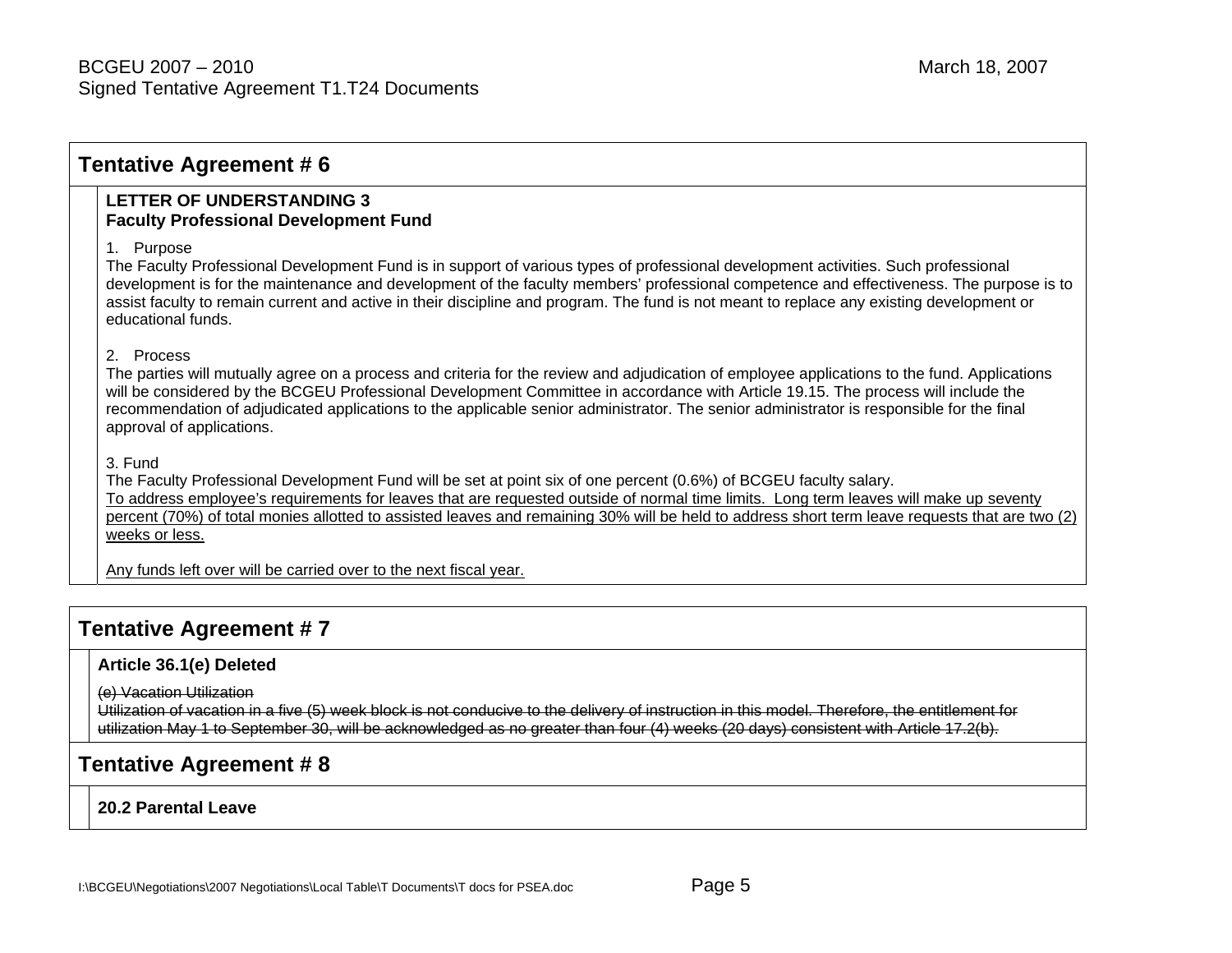## Tentative Agreement # 6

**LETTER OF UNDERSTANDING 3**
**Faculty Professional Development Fund**

1. Purpose

The Faculty Professional Development Fund is in support of various types of professional development activities. Such professional development is for the maintenance and development of the faculty members' professional competence and effectiveness. The purpose is to assist faculty to remain current and active in their discipline and program. The fund is not meant to replace any existing development or educational funds.

2. Process

The parties will mutually agree on a process and criteria for the review and adjudication of employee applications to the fund. Applications will be considered by the BCGEU Professional Development Committee in accordance with Article 19.15. The process will include the recommendation of adjudicated applications to the applicable senior administrator. The senior administrator is responsible for the final approval of applications.

3. Fund

The Faculty Professional Development Fund will be set at point six of one percent (0.6%) of BCGEU faculty salary.
<u>To address employee's requirements for leaves that are requested outside of normal time limits. Long term leaves will make up seventy percent (70%) of total monies allotted to assisted leaves and remaining 30% will be held to address short term leave requests that are two (2) weeks or less.</u>

<u>Any funds left over will be carried over to the next fiscal year.</u>

## Tentative Agreement # 7

**Article 36.1(e) Deleted**

~~(e) Vacation Utilization~~
~~Utilization of vacation in a five (5) week block is not conducive to the delivery of instruction in this model. Therefore, the entitlement for utilization May 1 to September 30, will be acknowledged as no greater than four (4) weeks (20 days) consistent with Article 17.2(b).~~

## Tentative Agreement # 8

**20.2 Parental Leave**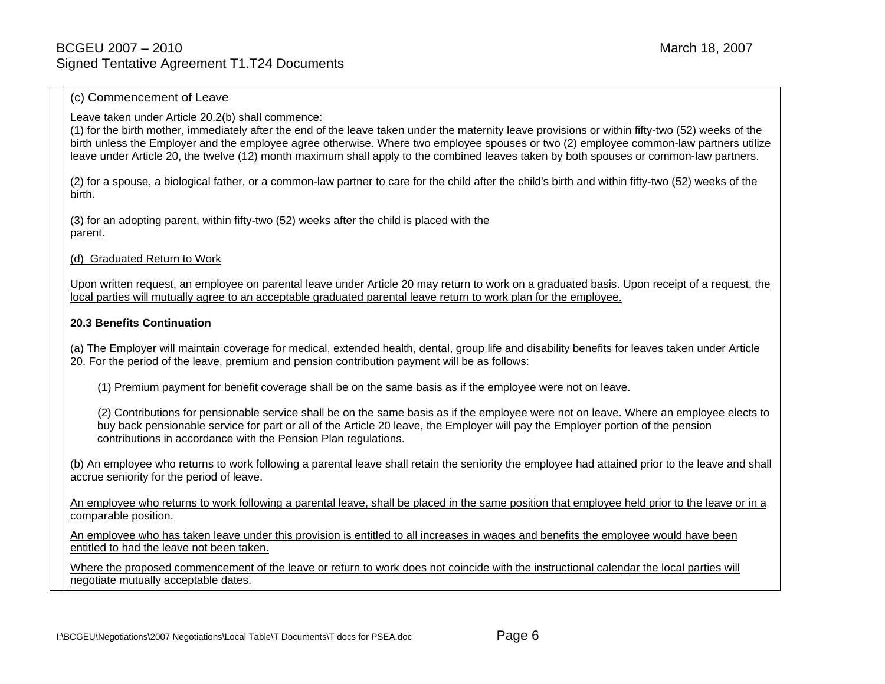(c) Commencement of Leave

Leave taken under Article 20.2(b) shall commence:
(1) for the birth mother, immediately after the end of the leave taken under the maternity leave provisions or within fifty-two (52) weeks of the birth unless the Employer and the employee agree otherwise. Where two employee spouses or two (2) employee common-law partners utilize leave under Article 20, the twelve (12) month maximum shall apply to the combined leaves taken by both spouses or common-law partners.

(2) for a spouse, a biological father, or a common-law partner to care for the child after the child's birth and within fifty-two (52) weeks of the birth.

(3) for an adopting parent, within fifty-two (52) weeks after the child is placed with the parent.

<u>(d) Graduated Return to Work</u>

<u>Upon written request, an employee on parental leave under Article 20 may return to work on a graduated basis. Upon receipt of a request, the local parties will mutually agree to an acceptable graduated parental leave return to work plan for the employee.</u>

**20.3 Benefits Continuation**

(a) The Employer will maintain coverage for medical, extended health, dental, group life and disability benefits for leaves taken under Article 20. For the period of the leave, premium and pension contribution payment will be as follows:

> (1) Premium payment for benefit coverage shall be on the same basis as if the employee were not on leave.
>
> (2) Contributions for pensionable service shall be on the same basis as if the employee were not on leave. Where an employee elects to buy back pensionable service for part or all of the Article 20 leave, the Employer will pay the Employer portion of the pension contributions in accordance with the Pension Plan regulations.

(b) An employee who returns to work following a parental leave shall retain the seniority the employee had attained prior to the leave and shall accrue seniority for the period of leave.

<u>An employee who returns to work following a parental leave, shall be placed in the same position that employee held prior to the leave or in a comparable position.</u>

<u>An employee who has taken leave under this provision is entitled to all increases in wages and benefits the employee would have been entitled to had the leave not been taken.</u>

<u>Where the proposed commencement of the leave or return to work does not coincide with the instructional calendar the local parties will negotiate mutually acceptable dates.</u>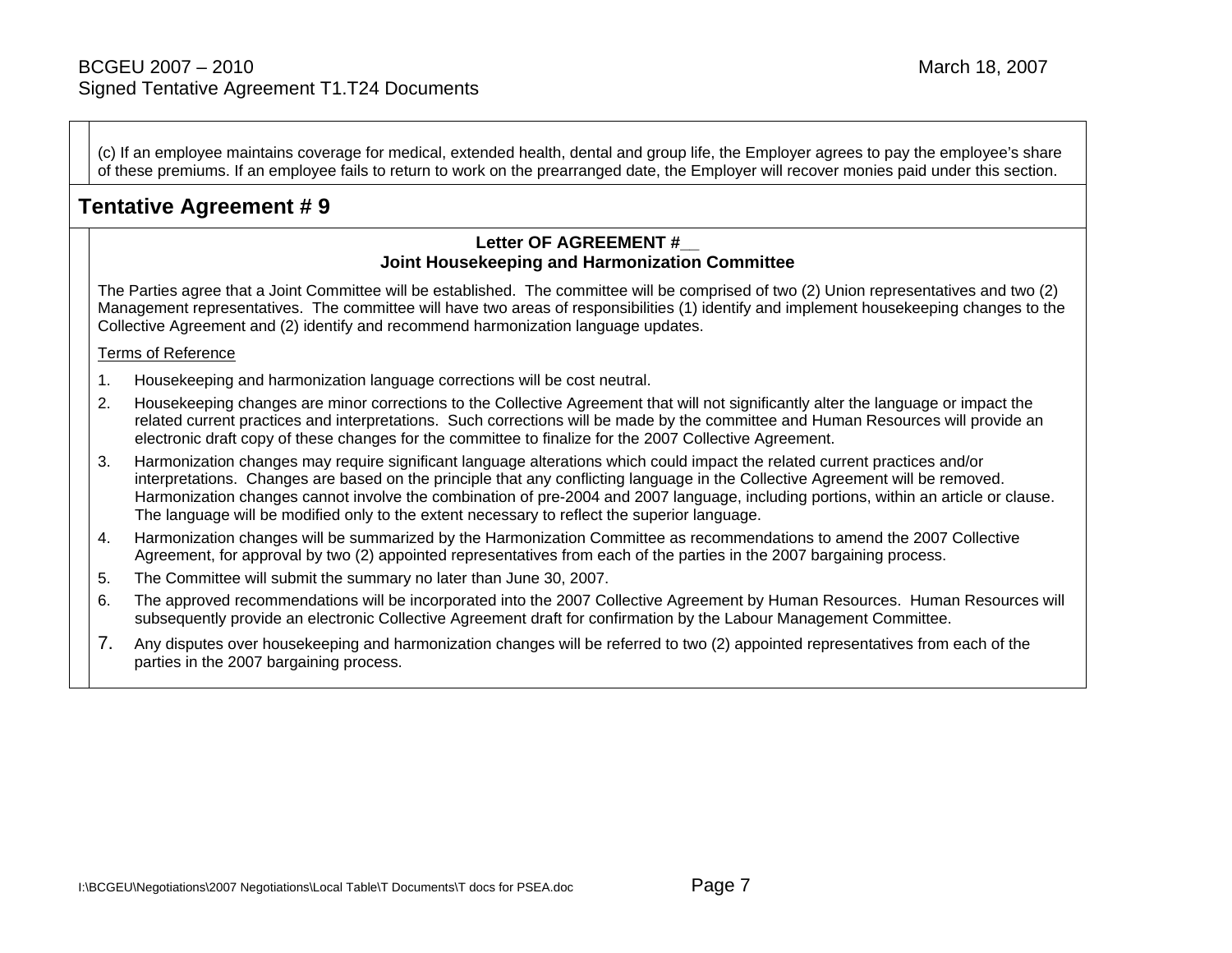(c) If an employee maintains coverage for medical, extended health, dental and group life, the Employer agrees to pay the employee's share of these premiums. If an employee fails to return to work on the prearranged date, the Employer will recover monies paid under this section.

## Tentative Agreement # 9

**Letter OF AGREEMENT #__**
**Joint Housekeeping and Harmonization Committee**

The Parties agree that a Joint Committee will be established. The committee will be comprised of two (2) Union representatives and two (2) Management representatives. The committee will have two areas of responsibilities (1) identify and implement housekeeping changes to the Collective Agreement and (2) identify and recommend harmonization language updates.

Terms of Reference

1. Housekeeping and harmonization language corrections will be cost neutral.
2. Housekeeping changes are minor corrections to the Collective Agreement that will not significantly alter the language or impact the related current practices and interpretations. Such corrections will be made by the committee and Human Resources will provide an electronic draft copy of these changes for the committee to finalize for the 2007 Collective Agreement.
3. Harmonization changes may require significant language alterations which could impact the related current practices and/or interpretations. Changes are based on the principle that any conflicting language in the Collective Agreement will be removed. Harmonization changes cannot involve the combination of pre-2004 and 2007 language, including portions, within an article or clause. The language will be modified only to the extent necessary to reflect the superior language.
4. Harmonization changes will be summarized by the Harmonization Committee as recommendations to amend the 2007 Collective Agreement, for approval by two (2) appointed representatives from each of the parties in the 2007 bargaining process.
5. The Committee will submit the summary no later than June 30, 2007.
6. The approved recommendations will be incorporated into the 2007 Collective Agreement by Human Resources. Human Resources will subsequently provide an electronic Collective Agreement draft for confirmation by the Labour Management Committee.
7. Any disputes over housekeeping and harmonization changes will be referred to two (2) appointed representatives from each of the parties in the 2007 bargaining process.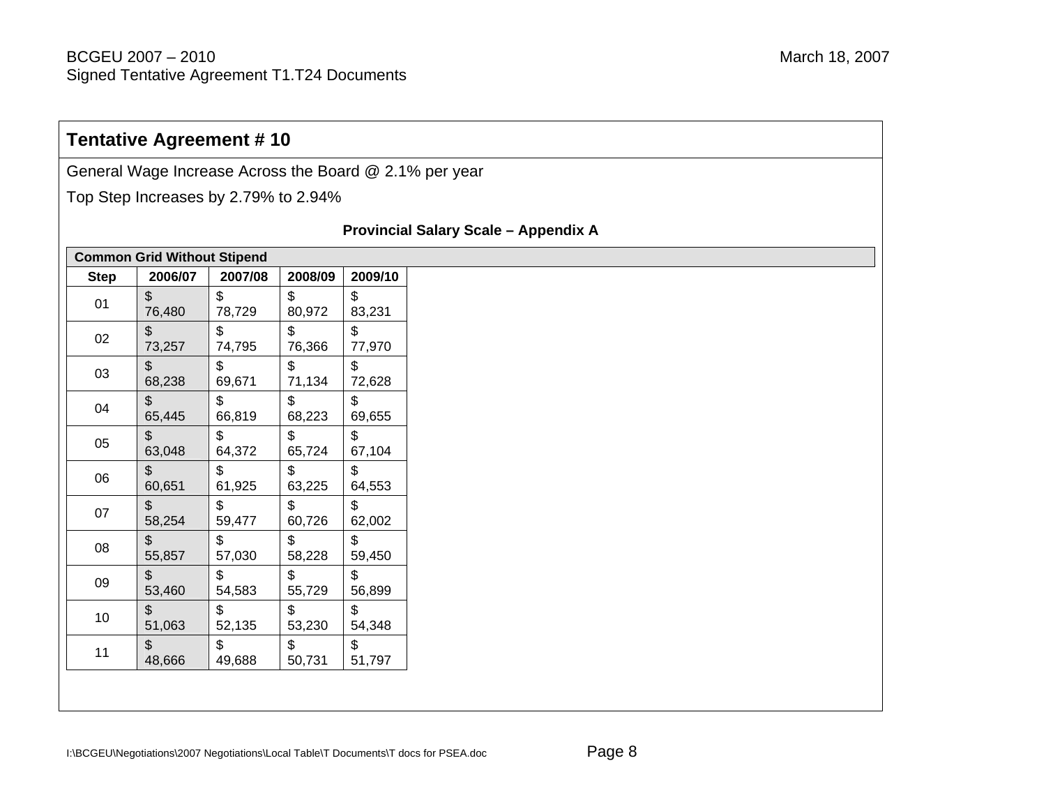## Tentative Agreement # 10

General Wage Increase Across the Board @ 2.1% per year

Top Step Increases by 2.79% to 2.94%

**Provincial Salary Scale – Appendix A**

| Common Grid Without Stipend | | | | |
|---|---|---|---|---|
| **Step** | **2006/07** | **2007/08** | **2008/09** | **2009/10** |
| 01 | $ 76,480 | $ 78,729 | $ 80,972 | $ 83,231 |
| 02 | $ 73,257 | $ 74,795 | $ 76,366 | $ 77,970 |
| 03 | $ 68,238 | $ 69,671 | $ 71,134 | $ 72,628 |
| 04 | $ 65,445 | $ 66,819 | $ 68,223 | $ 69,655 |
| 05 | $ 63,048 | $ 64,372 | $ 65,724 | $ 67,104 |
| 06 | $ 60,651 | $ 61,925 | $ 63,225 | $ 64,553 |
| 07 | $ 58,254 | $ 59,477 | $ 60,726 | $ 62,002 |
| 08 | $ 55,857 | $ 57,030 | $ 58,228 | $ 59,450 |
| 09 | $ 53,460 | $ 54,583 | $ 55,729 | $ 56,899 |
| 10 | $ 51,063 | $ 52,135 | $ 53,230 | $ 54,348 |
| 11 | $ 48,666 | $ 49,688 | $ 50,731 | $ 51,797 |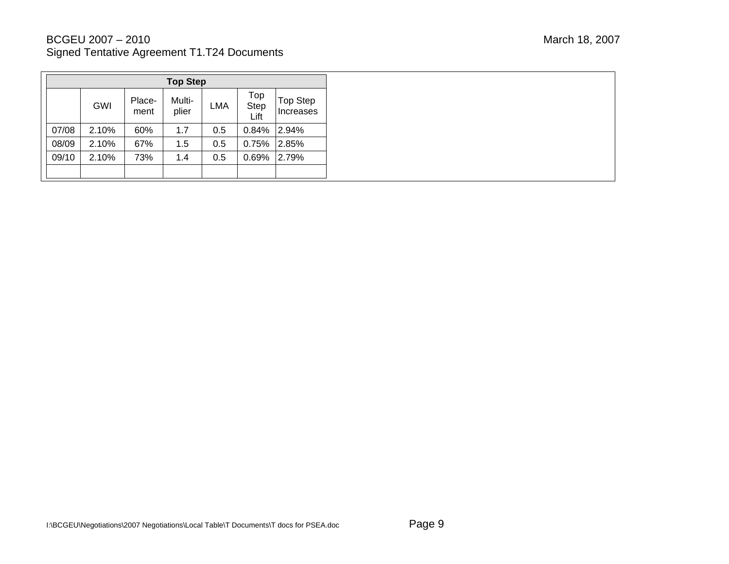| Top Step | | | | | | |
|---|---|---|---|---|---|---|
| | GWI | Place-ment | Multi-plier | LMA | Top Step Lift | Top Step Increases |
| 07/08 | 2.10% | 60% | 1.7 | 0.5 | 0.84% | 2.94% |
| 08/09 | 2.10% | 67% | 1.5 | 0.5 | 0.75% | 2.85% |
| 09/10 | 2.10% | 73% | 1.4 | 0.5 | 0.69% | 2.79% |
| | | | | | | |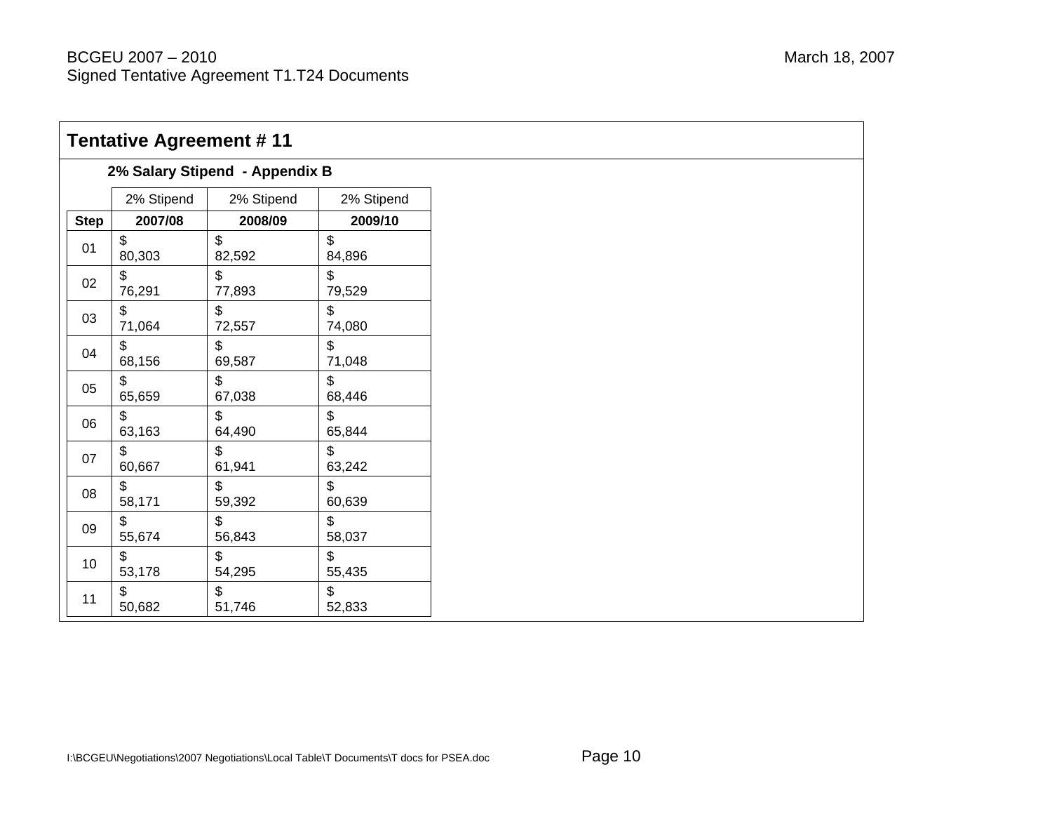## Tentative Agreement # 11

**2% Salary Stipend - Appendix B**

| | 2% Stipend | 2% Stipend | 2% Stipend |
|---|---|---|---|
| **Step** | **2007/08** | **2008/09** | **2009/10** |
| 01 | $ 80,303 | $ 82,592 | $ 84,896 |
| 02 | $ 76,291 | $ 77,893 | $ 79,529 |
| 03 | $ 71,064 | $ 72,557 | $ 74,080 |
| 04 | $ 68,156 | $ 69,587 | $ 71,048 |
| 05 | $ 65,659 | $ 67,038 | $ 68,446 |
| 06 | $ 63,163 | $ 64,490 | $ 65,844 |
| 07 | $ 60,667 | $ 61,941 | $ 63,242 |
| 08 | $ 58,171 | $ 59,392 | $ 60,639 |
| 09 | $ 55,674 | $ 56,843 | $ 58,037 |
| 10 | $ 53,178 | $ 54,295 | $ 55,435 |
| 11 | $ 50,682 | $ 51,746 | $ 52,833 |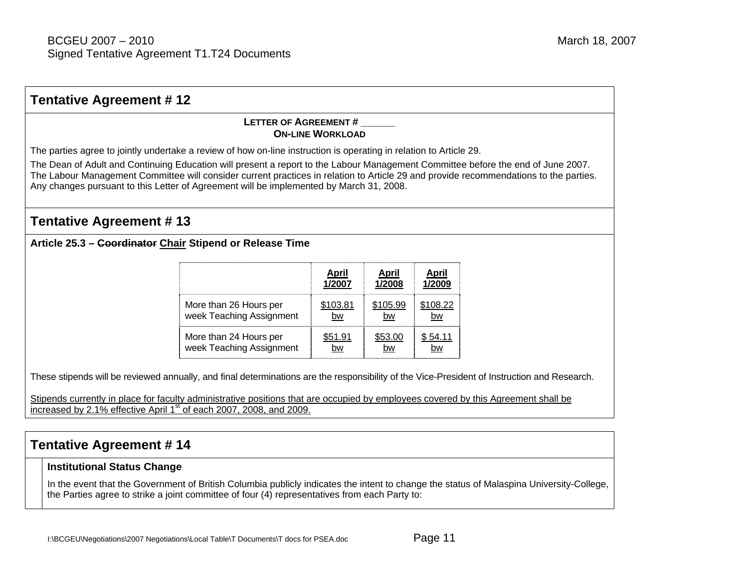## Tentative Agreement # 12

**LETTER OF AGREEMENT # ______**
**ON-LINE WORKLOAD**

The parties agree to jointly undertake a review of how on-line instruction is operating in relation to Article 29.

The Dean of Adult and Continuing Education will present a report to the Labour Management Committee before the end of June 2007. The Labour Management Committee will consider current practices in relation to Article 29 and provide recommendations to the parties. Any changes pursuant to this Letter of Agreement will be implemented by March 31, 2008.

## Tentative Agreement # 13

**Article 25.3 – ~~Coordinator~~ Chair Stipend or Release Time**

| | April 1/2007 | April 1/2008 | April 1/2009 |
|---|---|---|---|
| More than 26 Hours per week Teaching Assignment | $103.81 bw | $105.99 bw | $108.22 bw |
| More than 24 Hours per week Teaching Assignment | $51.91 bw | $53.00 bw | $ 54.11 bw |

These stipends will be reviewed annually, and final determinations are the responsibility of the Vice-President of Instruction and Research.

Stipends currently in place for faculty administrative positions that are occupied by employees covered by this Agreement shall be increased by 2.1% effective April 1st of each 2007, 2008, and 2009.

## Tentative Agreement # 14

**Institutional Status Change**

In the event that the Government of British Columbia publicly indicates the intent to change the status of Malaspina University-College, the Parties agree to strike a joint committee of four (4) representatives from each Party to: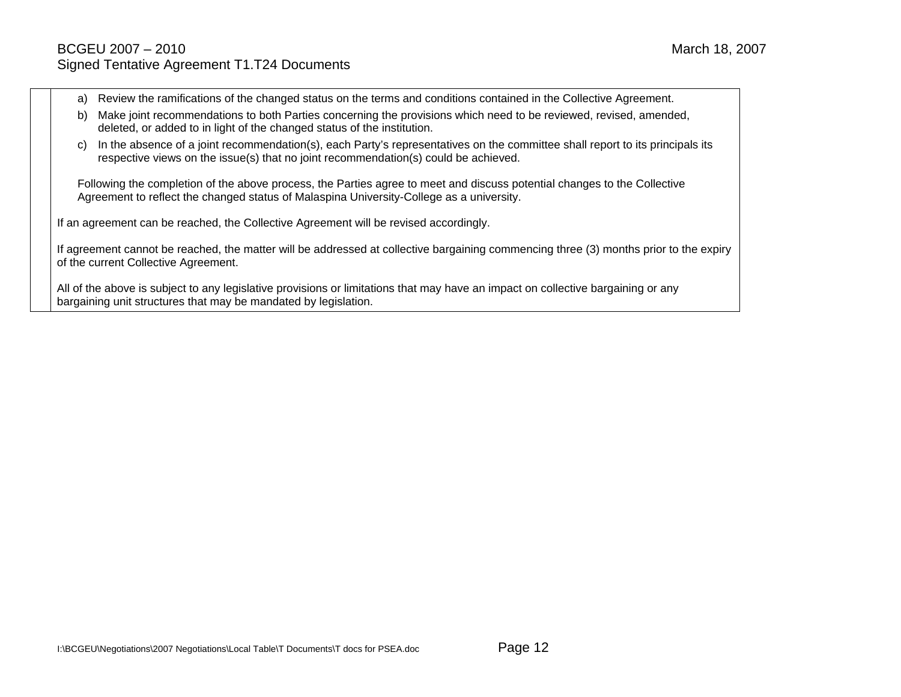a) Review the ramifications of the changed status on the terms and conditions contained in the Collective Agreement.

b) Make joint recommendations to both Parties concerning the provisions which need to be reviewed, revised, amended, deleted, or added to in light of the changed status of the institution.

c) In the absence of a joint recommendation(s), each Party's representatives on the committee shall report to its principals its respective views on the issue(s) that no joint recommendation(s) could be achieved.

Following the completion of the above process, the Parties agree to meet and discuss potential changes to the Collective Agreement to reflect the changed status of Malaspina University-College as a university.

If an agreement can be reached, the Collective Agreement will be revised accordingly.

If agreement cannot be reached, the matter will be addressed at collective bargaining commencing three (3) months prior to the expiry of the current Collective Agreement.

All of the above is subject to any legislative provisions or limitations that may have an impact on collective bargaining or any bargaining unit structures that may be mandated by legislation.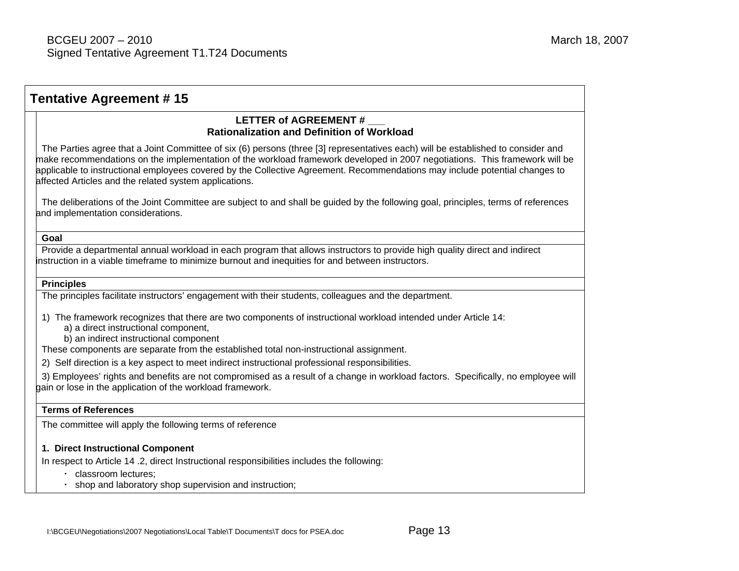## Tentative Agreement # 15

**LETTER of AGREEMENT # \_\_\_**
**Rationalization and Definition of Workload**

The Parties agree that a Joint Committee of six (6) persons (three [3] representatives each) will be established to consider and make recommendations on the implementation of the workload framework developed in 2007 negotiations. This framework will be applicable to instructional employees covered by the Collective Agreement. Recommendations may include potential changes to affected Articles and the related system applications.

The deliberations of the Joint Committee are subject to and shall be guided by the following goal, principles, terms of references and implementation considerations.

**Goal**

Provide a departmental annual workload in each program that allows instructors to provide high quality direct and indirect instruction in a viable timeframe to minimize burnout and inequities for and between instructors.

**Principles**

The principles facilitate instructors' engagement with their students, colleagues and the department.

1) The framework recognizes that there are two components of instructional workload intended under Article 14:
   a) a direct instructional component,
   b) an indirect instructional component

These components are separate from the established total non-instructional assignment.

2) Self direction is a key aspect to meet indirect instructional professional responsibilities.

3) Employees' rights and benefits are not compromised as a result of a change in workload factors. Specifically, no employee will gain or lose in the application of the workload framework.

**Terms of References**

The committee will apply the following terms of reference

**1. Direct Instructional Component**

In respect to Article 14 .2, direct Instructional responsibilities includes the following:

- classroom lectures;
- shop and laboratory shop supervision and instruction;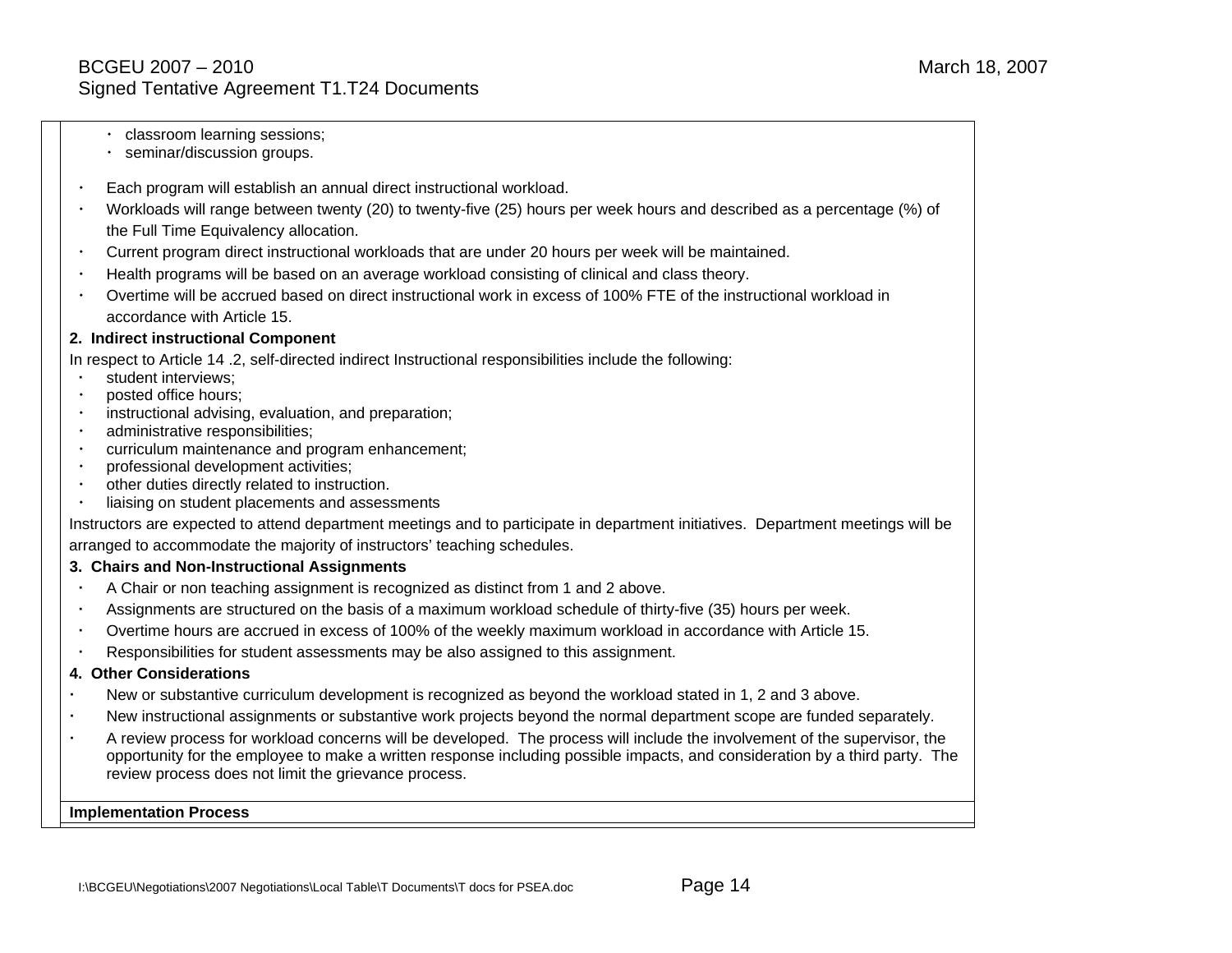- classroom learning sessions;
- seminar/discussion groups.

- Each program will establish an annual direct instructional workload.
- Workloads will range between twenty (20) to twenty-five (25) hours per week hours and described as a percentage (%) of the Full Time Equivalency allocation.
- Current program direct instructional workloads that are under 20 hours per week will be maintained.
- Health programs will be based on an average workload consisting of clinical and class theory.
- Overtime will be accrued based on direct instructional work in excess of 100% FTE of the instructional workload in accordance with Article 15.

**2. Indirect instructional Component**

In respect to Article 14 .2, self-directed indirect Instructional responsibilities include the following:

- student interviews;
- posted office hours;
- instructional advising, evaluation, and preparation;
- administrative responsibilities;
- curriculum maintenance and program enhancement;
- professional development activities;
- other duties directly related to instruction.
- liaising on student placements and assessments

Instructors are expected to attend department meetings and to participate in department initiatives. Department meetings will be arranged to accommodate the majority of instructors' teaching schedules.

**3. Chairs and Non-Instructional Assignments**

- A Chair or non teaching assignment is recognized as distinct from 1 and 2 above.
- Assignments are structured on the basis of a maximum workload schedule of thirty-five (35) hours per week.
- Overtime hours are accrued in excess of 100% of the weekly maximum workload in accordance with Article 15.
- Responsibilities for student assessments may be also assigned to this assignment.

**4. Other Considerations**

- New or substantive curriculum development is recognized as beyond the workload stated in 1, 2 and 3 above.
- New instructional assignments or substantive work projects beyond the normal department scope are funded separately.
- A review process for workload concerns will be developed. The process will include the involvement of the supervisor, the opportunity for the employee to make a written response including possible impacts, and consideration by a third party. The review process does not limit the grievance process.

**Implementation Process**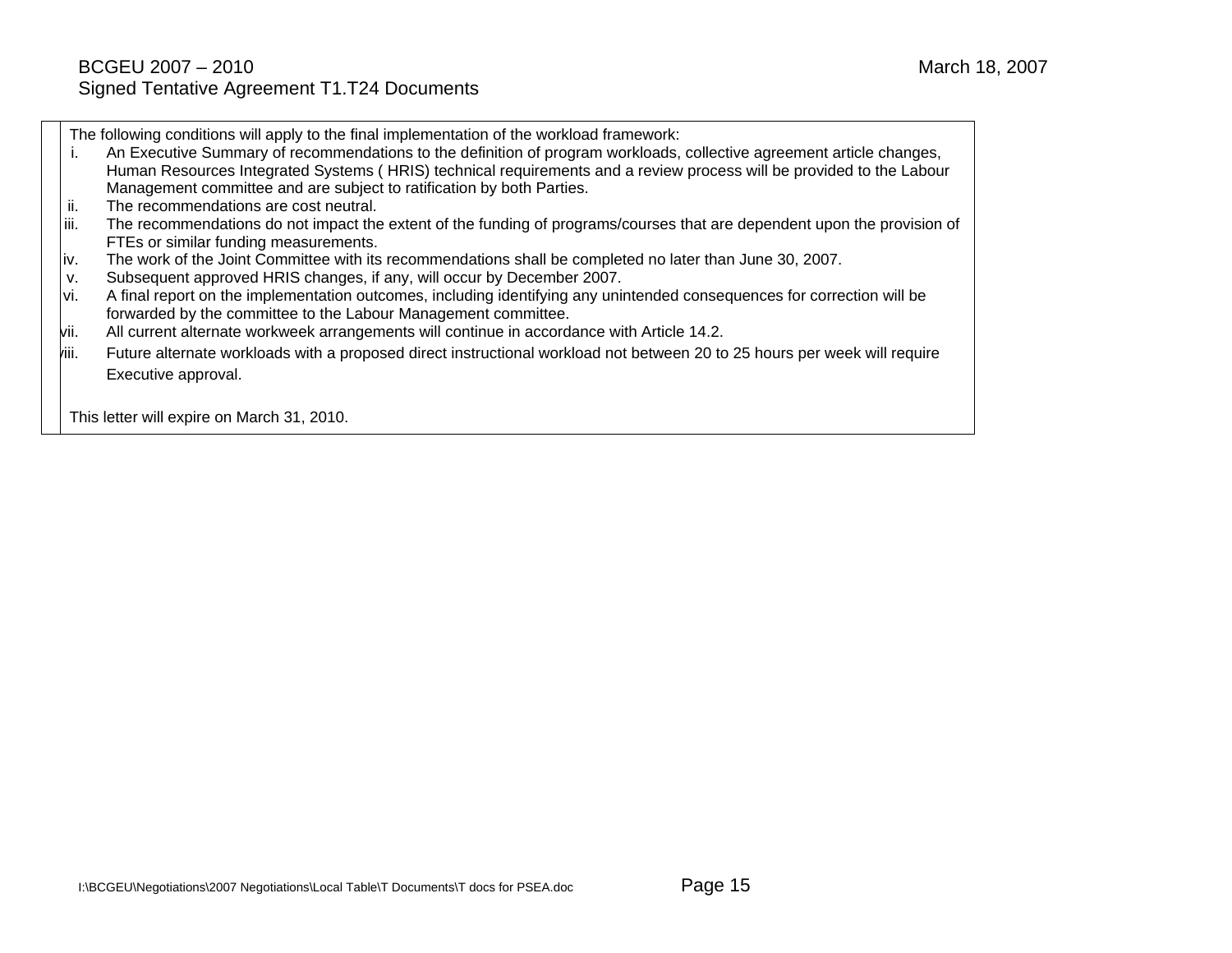The following conditions will apply to the final implementation of the workload framework:

i. An Executive Summary of recommendations to the definition of program workloads, collective agreement article changes, Human Resources Integrated Systems ( HRIS) technical requirements and a review process will be provided to the Labour Management committee and are subject to ratification by both Parties.
ii. The recommendations are cost neutral.
iii. The recommendations do not impact the extent of the funding of programs/courses that are dependent upon the provision of FTEs or similar funding measurements.
iv. The work of the Joint Committee with its recommendations shall be completed no later than June 30, 2007.
v. Subsequent approved HRIS changes, if any, will occur by December 2007.
vi. A final report on the implementation outcomes, including identifying any unintended consequences for correction will be forwarded by the committee to the Labour Management committee.
vii. All current alternate workweek arrangements will continue in accordance with Article 14.2.
viii. Future alternate workloads with a proposed direct instructional workload not between 20 to 25 hours per week will require Executive approval.

This letter will expire on March 31, 2010.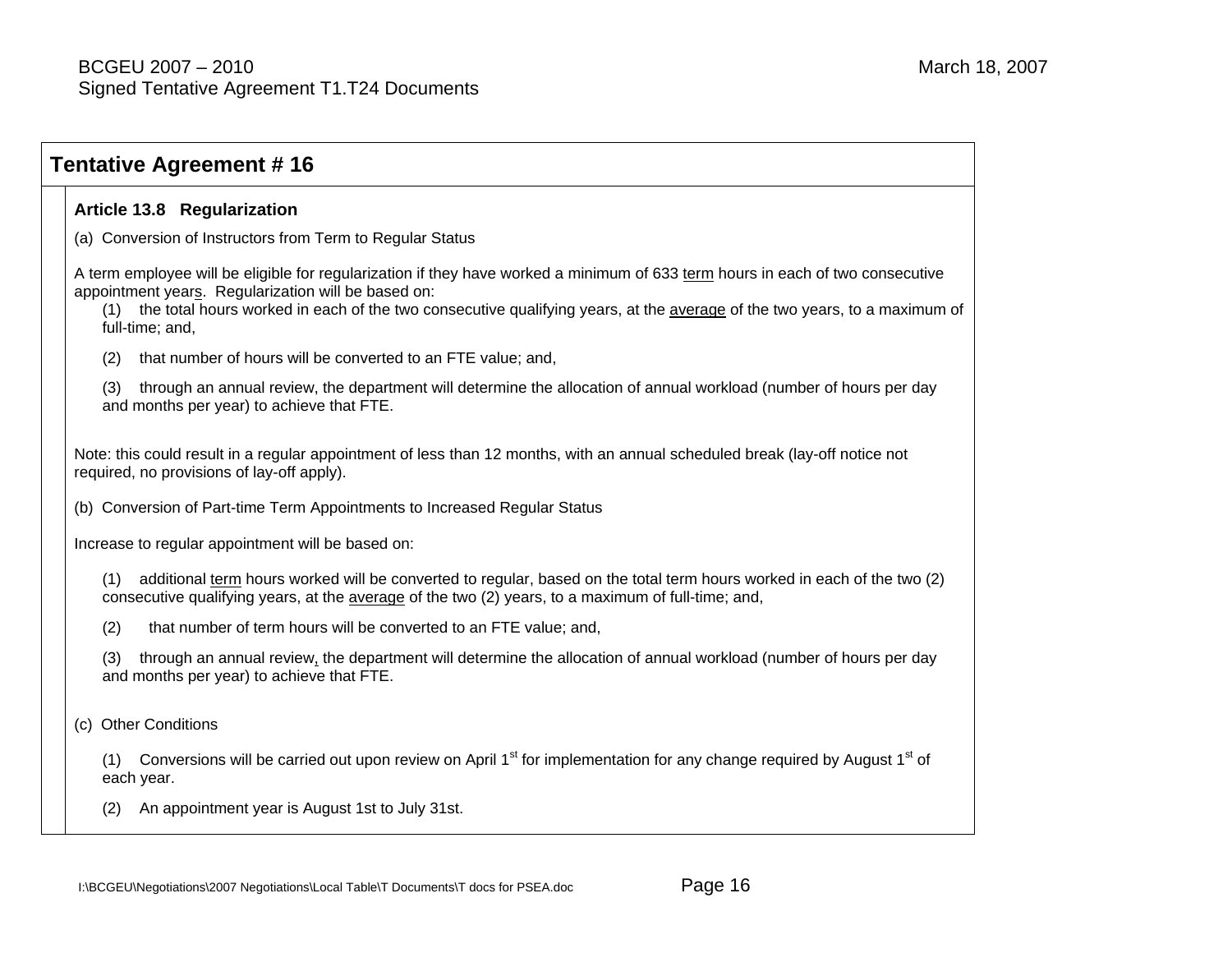## Tentative Agreement # 16

### Article 13.8 Regularization

(a) Conversion of Instructors from Term to Regular Status

A term employee will be eligible for regularization if they have worked a minimum of 633 term hours in each of two consecutive appointment years. Regularization will be based on:

(1) the total hours worked in each of the two consecutive qualifying years, at the average of the two years, to a maximum of full-time; and,

(2) that number of hours will be converted to an FTE value; and,

(3) through an annual review, the department will determine the allocation of annual workload (number of hours per day and months per year) to achieve that FTE.

Note: this could result in a regular appointment of less than 12 months, with an annual scheduled break (lay-off notice not required, no provisions of lay-off apply).

(b) Conversion of Part-time Term Appointments to Increased Regular Status

Increase to regular appointment will be based on:

(1) additional term hours worked will be converted to regular, based on the total term hours worked in each of the two (2) consecutive qualifying years, at the average of the two (2) years, to a maximum of full-time; and,

(2) that number of term hours will be converted to an FTE value; and,

(3) through an annual review, the department will determine the allocation of annual workload (number of hours per day and months per year) to achieve that FTE.

(c) Other Conditions

(1) Conversions will be carried out upon review on April 1st for implementation for any change required by August 1st of each year.

(2) An appointment year is August 1st to July 31st.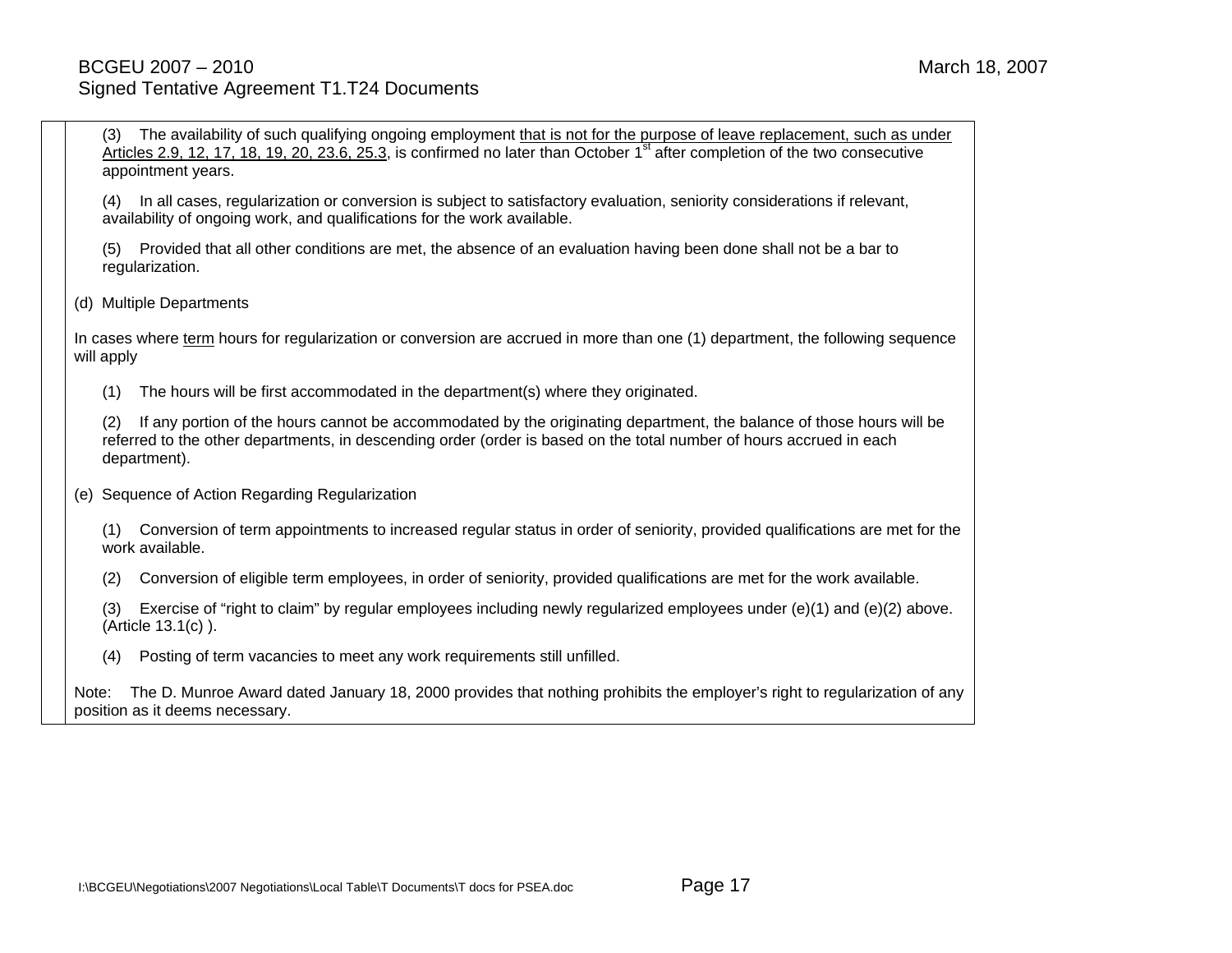(3) The availability of such qualifying ongoing employment <u>that is not for the purpose of leave replacement, such as under Articles 2.9, 12, 17, 18, 19, 20, 23.6, 25.3</u>, is confirmed no later than October 1st after completion of the two consecutive appointment years.

(4) In all cases, regularization or conversion is subject to satisfactory evaluation, seniority considerations if relevant, availability of ongoing work, and qualifications for the work available.

(5) Provided that all other conditions are met, the absence of an evaluation having been done shall not be a bar to regularization.

(d) Multiple Departments

In cases where <u>term</u> hours for regularization or conversion are accrued in more than one (1) department, the following sequence will apply

(1) The hours will be first accommodated in the department(s) where they originated.

(2) If any portion of the hours cannot be accommodated by the originating department, the balance of those hours will be referred to the other departments, in descending order (order is based on the total number of hours accrued in each department).

(e) Sequence of Action Regarding Regularization

(1) Conversion of term appointments to increased regular status in order of seniority, provided qualifications are met for the work available.

(2) Conversion of eligible term employees, in order of seniority, provided qualifications are met for the work available.

(3) Exercise of "right to claim" by regular employees including newly regularized employees under (e)(1) and (e)(2) above. (Article 13.1(c) ).

(4) Posting of term vacancies to meet any work requirements still unfilled.

Note: The D. Munroe Award dated January 18, 2000 provides that nothing prohibits the employer's right to regularization of any position as it deems necessary.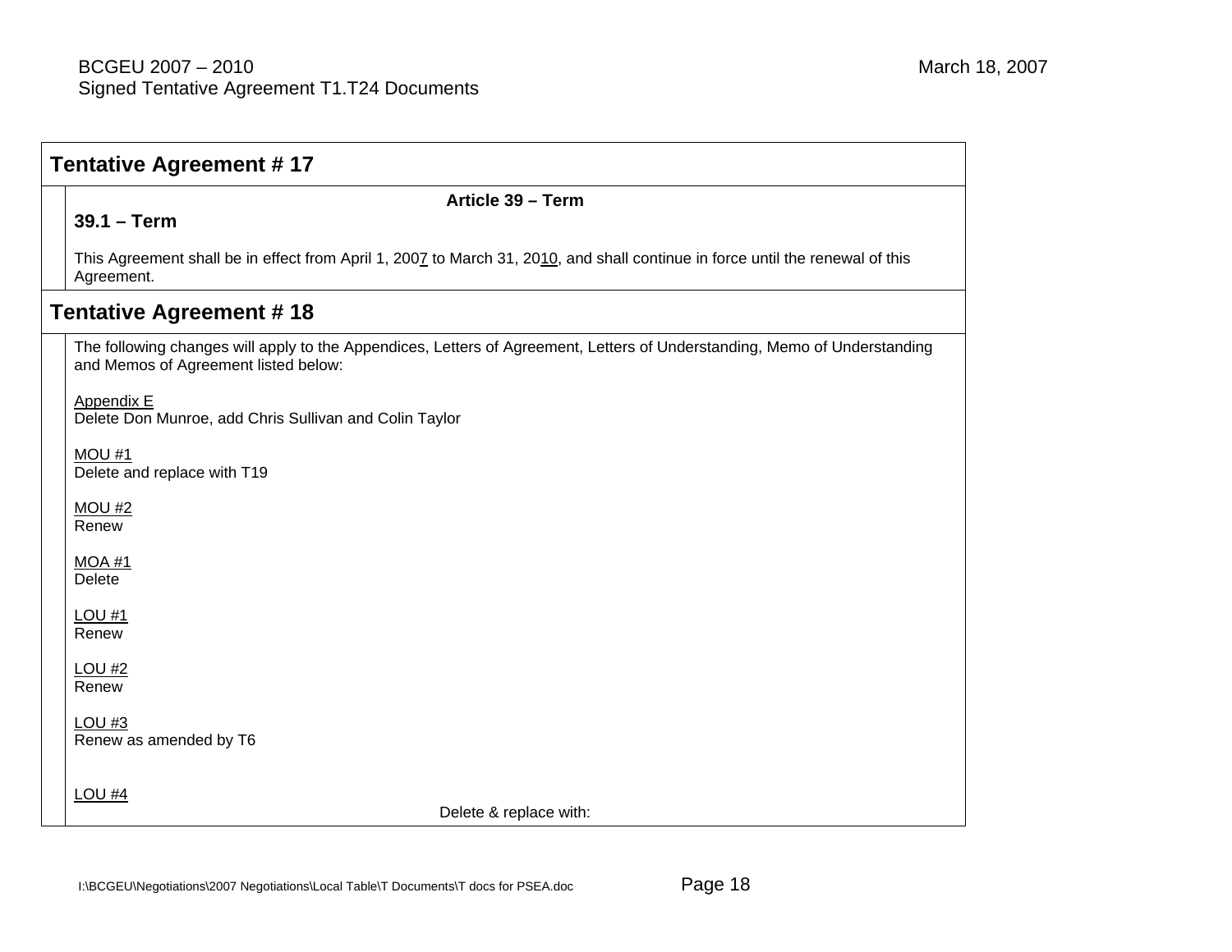## Tentative Agreement # 17

**Article 39 – Term**

**39.1 – Term**

This Agreement shall be in effect from April 1, 2007 to March 31, 2010, and shall continue in force until the renewal of this Agreement.

## Tentative Agreement # 18

The following changes will apply to the Appendices, Letters of Agreement, Letters of Understanding, Memo of Understanding and Memos of Agreement listed below:

Appendix E
Delete Don Munroe, add Chris Sullivan and Colin Taylor

MOU #1
Delete and replace with T19

MOU #2
Renew

MOA #1
Delete

LOU #1
Renew

LOU #2
Renew

LOU #3
Renew as amended by T6

LOU #4
Delete & replace with: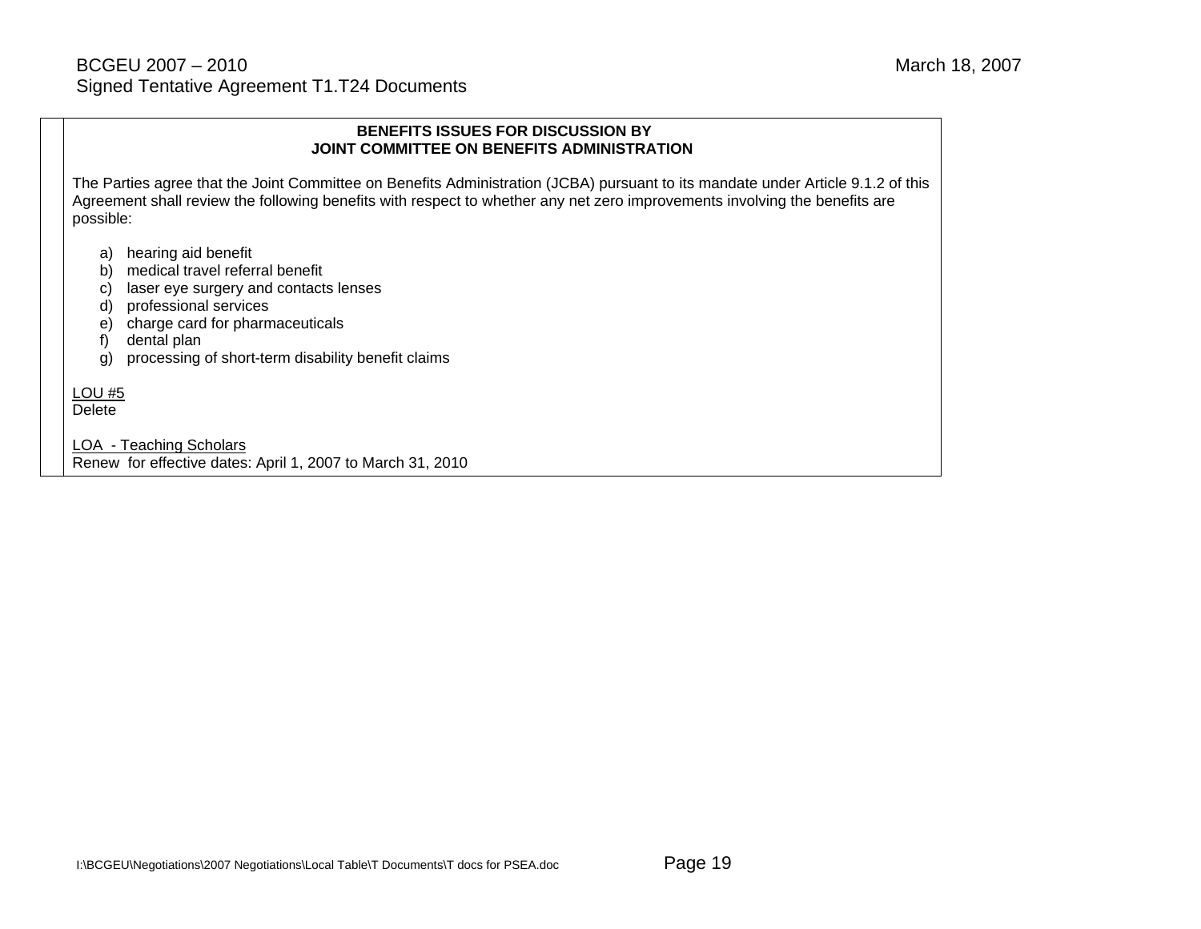**BENEFITS ISSUES FOR DISCUSSION BY**
**JOINT COMMITTEE ON BENEFITS ADMINISTRATION**

The Parties agree that the Joint Committee on Benefits Administration (JCBA) pursuant to its mandate under Article 9.1.2 of this Agreement shall review the following benefits with respect to whether any net zero improvements involving the benefits are possible:

a) hearing aid benefit
b) medical travel referral benefit
c) laser eye surgery and contacts lenses
d) professional services
e) charge card for pharmaceuticals
f) dental plan
g) processing of short-term disability benefit claims

<u>LOU #5</u>
Delete

<u>LOA - Teaching Scholars</u>
Renew for effective dates: April 1, 2007 to March 31, 2010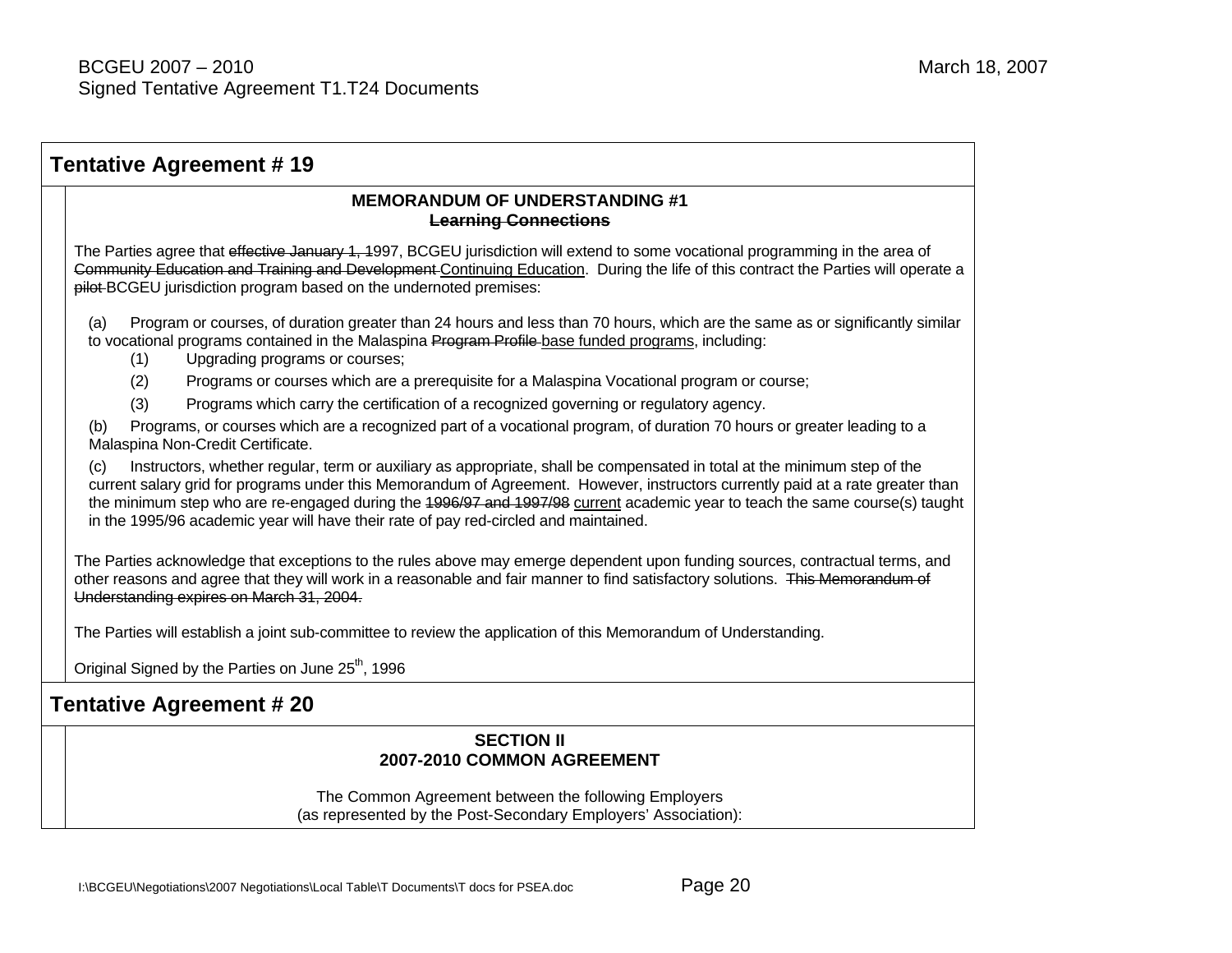## Tentative Agreement # 19

**MEMORANDUM OF UNDERSTANDING #1**
**~~Learning Connections~~**

The Parties agree that ~~effective January 1, 1~~997, BCGEU jurisdiction will extend to some vocational programming in the area of ~~Community Education and Training and Development~~ <u>Continuing Education</u>. During the life of this contract the Parties will operate a ~~pilot~~ BCGEU jurisdiction program based on the undernoted premises:

(a) Program or courses, of duration greater than 24 hours and less than 70 hours, which are the same as or significantly similar to vocational programs contained in the Malaspina ~~Program Profile~~ <u>base funded programs</u>, including:

- (1) Upgrading programs or courses;
- (2) Programs or courses which are a prerequisite for a Malaspina Vocational program or course;
- (3) Programs which carry the certification of a recognized governing or regulatory agency.

(b) Programs, or courses which are a recognized part of a vocational program, of duration 70 hours or greater leading to a Malaspina Non-Credit Certificate.

(c) Instructors, whether regular, term or auxiliary as appropriate, shall be compensated in total at the minimum step of the current salary grid for programs under this Memorandum of Agreement. However, instructors currently paid at a rate greater than the minimum step who are re-engaged during the ~~1996/97 and 1997/98~~ <u>current</u> academic year to teach the same course(s) taught in the 1995/96 academic year will have their rate of pay red-circled and maintained.

The Parties acknowledge that exceptions to the rules above may emerge dependent upon funding sources, contractual terms, and other reasons and agree that they will work in a reasonable and fair manner to find satisfactory solutions. ~~This Memorandum of Understanding expires on March 31, 2004.~~

The Parties will establish a joint sub-committee to review the application of this Memorandum of Understanding.

Original Signed by the Parties on June 25th, 1996

## Tentative Agreement # 20

**SECTION II**
**2007-2010 COMMON AGREEMENT**

The Common Agreement between the following Employers
(as represented by the Post-Secondary Employers' Association):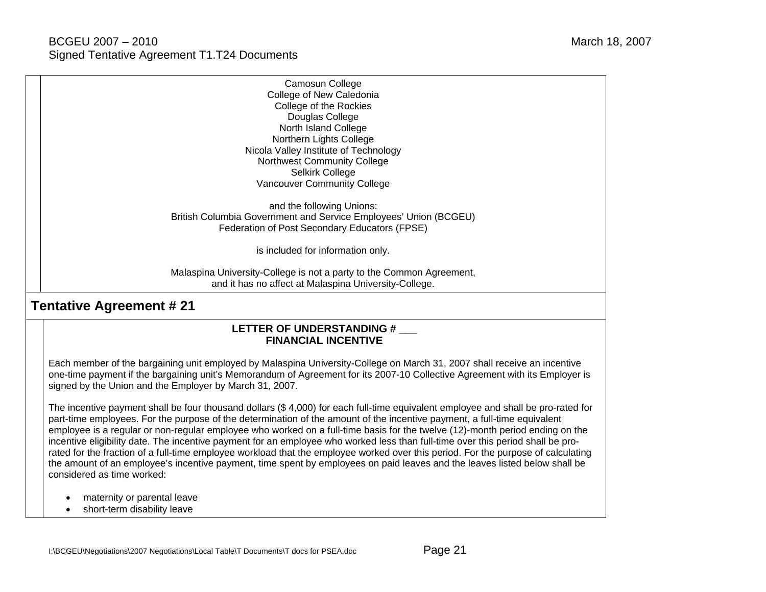Camosun College
College of New Caledonia
College of the Rockies
Douglas College
North Island College
Northern Lights College
Nicola Valley Institute of Technology
Northwest Community College
Selkirk College
Vancouver Community College

and the following Unions:
British Columbia Government and Service Employees' Union (BCGEU)
Federation of Post Secondary Educators (FPSE)

is included for information only.

Malaspina University-College is not a party to the Common Agreement, and it has no affect at Malaspina University-College.

## Tentative Agreement # 21

**LETTER OF UNDERSTANDING # ___**
**FINANCIAL INCENTIVE**

Each member of the bargaining unit employed by Malaspina University-College on March 31, 2007 shall receive an incentive one-time payment if the bargaining unit's Memorandum of Agreement for its 2007-10 Collective Agreement with its Employer is signed by the Union and the Employer by March 31, 2007.

The incentive payment shall be four thousand dollars ($ 4,000) for each full-time equivalent employee and shall be pro-rated for part-time employees. For the purpose of the determination of the amount of the incentive payment, a full-time equivalent employee is a regular or non-regular employee who worked on a full-time basis for the twelve (12)-month period ending on the incentive eligibility date. The incentive payment for an employee who worked less than full-time over this period shall be pro-rated for the fraction of a full-time employee workload that the employee worked over this period. For the purpose of calculating the amount of an employee's incentive payment, time spent by employees on paid leaves and the leaves listed below shall be considered as time worked:

- maternity or parental leave
- short-term disability leave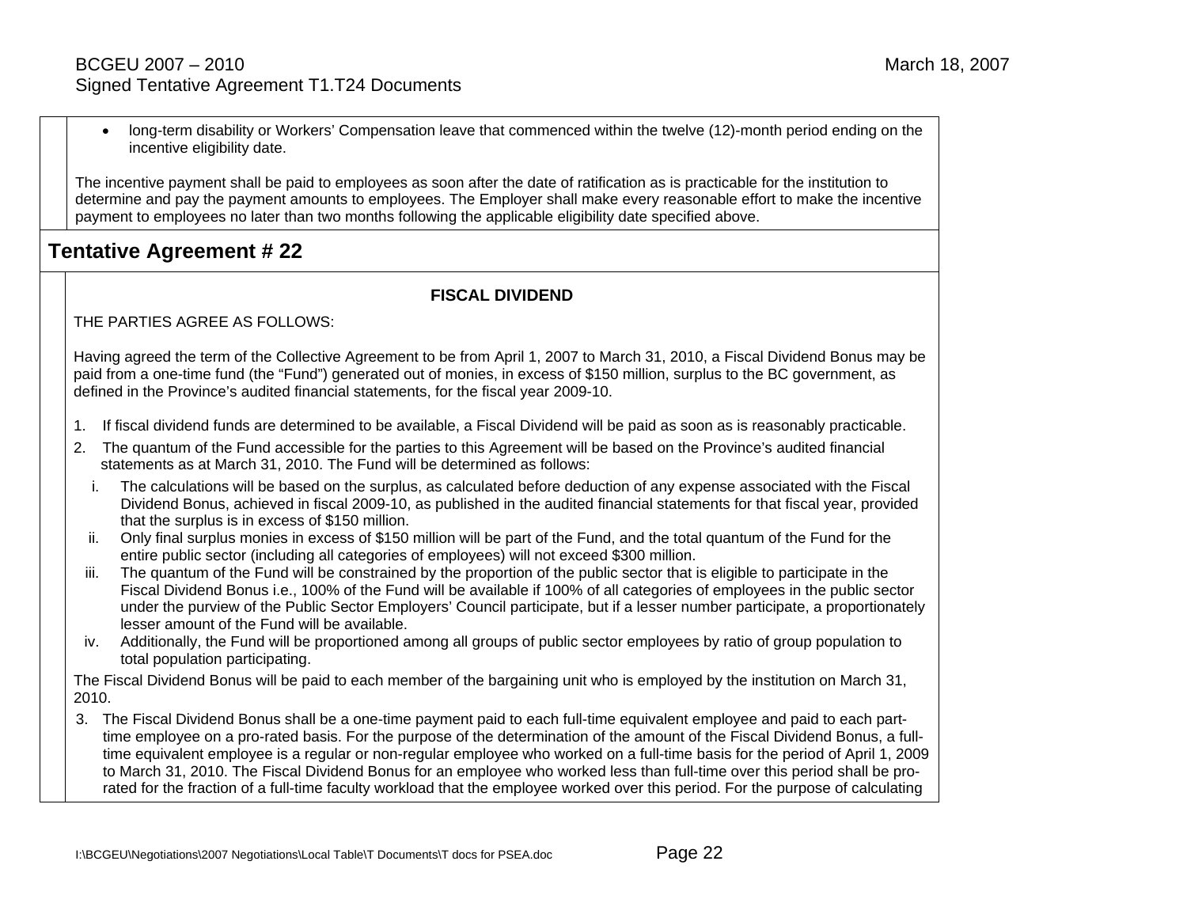- long-term disability or Workers' Compensation leave that commenced within the twelve (12)-month period ending on the incentive eligibility date.

The incentive payment shall be paid to employees as soon after the date of ratification as is practicable for the institution to determine and pay the payment amounts to employees. The Employer shall make every reasonable effort to make the incentive payment to employees no later than two months following the applicable eligibility date specified above.

## Tentative Agreement # 22

**FISCAL DIVIDEND**

THE PARTIES AGREE AS FOLLOWS:

Having agreed the term of the Collective Agreement to be from April 1, 2007 to March 31, 2010, a Fiscal Dividend Bonus may be paid from a one-time fund (the "Fund") generated out of monies, in excess of $150 million, surplus to the BC government, as defined in the Province's audited financial statements, for the fiscal year 2009-10.

1. If fiscal dividend funds are determined to be available, a Fiscal Dividend will be paid as soon as is reasonably practicable.
2. The quantum of the Fund accessible for the parties to this Agreement will be based on the Province's audited financial statements as at March 31, 2010. The Fund will be determined as follows:
   i. The calculations will be based on the surplus, as calculated before deduction of any expense associated with the Fiscal Dividend Bonus, achieved in fiscal 2009-10, as published in the audited financial statements for that fiscal year, provided that the surplus is in excess of $150 million.
   ii. Only final surplus monies in excess of $150 million will be part of the Fund, and the total quantum of the Fund for the entire public sector (including all categories of employees) will not exceed $300 million.
   iii. The quantum of the Fund will be constrained by the proportion of the public sector that is eligible to participate in the Fiscal Dividend Bonus i.e., 100% of the Fund will be available if 100% of all categories of employees in the public sector under the purview of the Public Sector Employers' Council participate, but if a lesser number participate, a proportionately lesser amount of the Fund will be available.
   iv. Additionally, the Fund will be proportioned among all groups of public sector employees by ratio of group population to total population participating.

The Fiscal Dividend Bonus will be paid to each member of the bargaining unit who is employed by the institution on March 31, 2010.

3. The Fiscal Dividend Bonus shall be a one-time payment paid to each full-time equivalent employee and paid to each part-time employee on a pro-rated basis. For the purpose of the determination of the amount of the Fiscal Dividend Bonus, a full-time equivalent employee is a regular or non-regular employee who worked on a full-time basis for the period of April 1, 2009 to March 31, 2010. The Fiscal Dividend Bonus for an employee who worked less than full-time over this period shall be pro-rated for the fraction of a full-time faculty workload that the employee worked over this period. For the purpose of calculating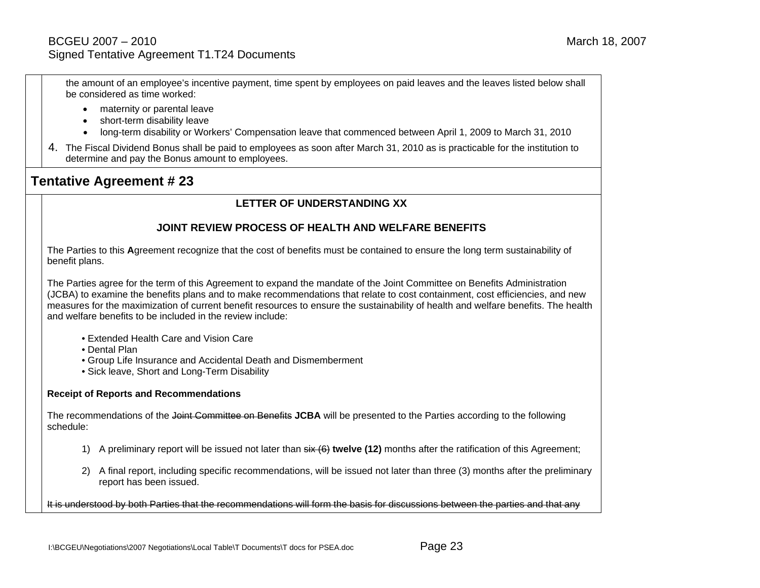the amount of an employee's incentive payment, time spent by employees on paid leaves and the leaves listed below shall be considered as time worked:

- maternity or parental leave
- short-term disability leave
- long-term disability or Workers' Compensation leave that commenced between April 1, 2009 to March 31, 2010

4. The Fiscal Dividend Bonus shall be paid to employees as soon after March 31, 2010 as is practicable for the institution to determine and pay the Bonus amount to employees.

## Tentative Agreement # 23

**LETTER OF UNDERSTANDING XX**

**JOINT REVIEW PROCESS OF HEALTH AND WELFARE BENEFITS**

The Parties to this **A**greement recognize that the cost of benefits must be contained to ensure the long term sustainability of benefit plans.

The Parties agree for the term of this Agreement to expand the mandate of the Joint Committee on Benefits Administration (JCBA) to examine the benefits plans and to make recommendations that relate to cost containment, cost efficiencies, and new measures for the maximization of current benefit resources to ensure the sustainability of health and welfare benefits. The health and welfare benefits to be included in the review include:

- Extended Health Care and Vision Care
- Dental Plan
- Group Life Insurance and Accidental Death and Dismemberment
- Sick leave, Short and Long-Term Disability

**Receipt of Reports and Recommendations**

The recommendations of the ~~Joint Committee on Benefits~~ **JCBA** will be presented to the Parties according to the following schedule:

1) A preliminary report will be issued not later than ~~six (6)~~ **twelve (12)** months after the ratification of this Agreement;

2) A final report, including specific recommendations, will be issued not later than three (3) months after the preliminary report has been issued.

~~It is understood by both Parties that the recommendations will form the basis for discussions between the parties and that any~~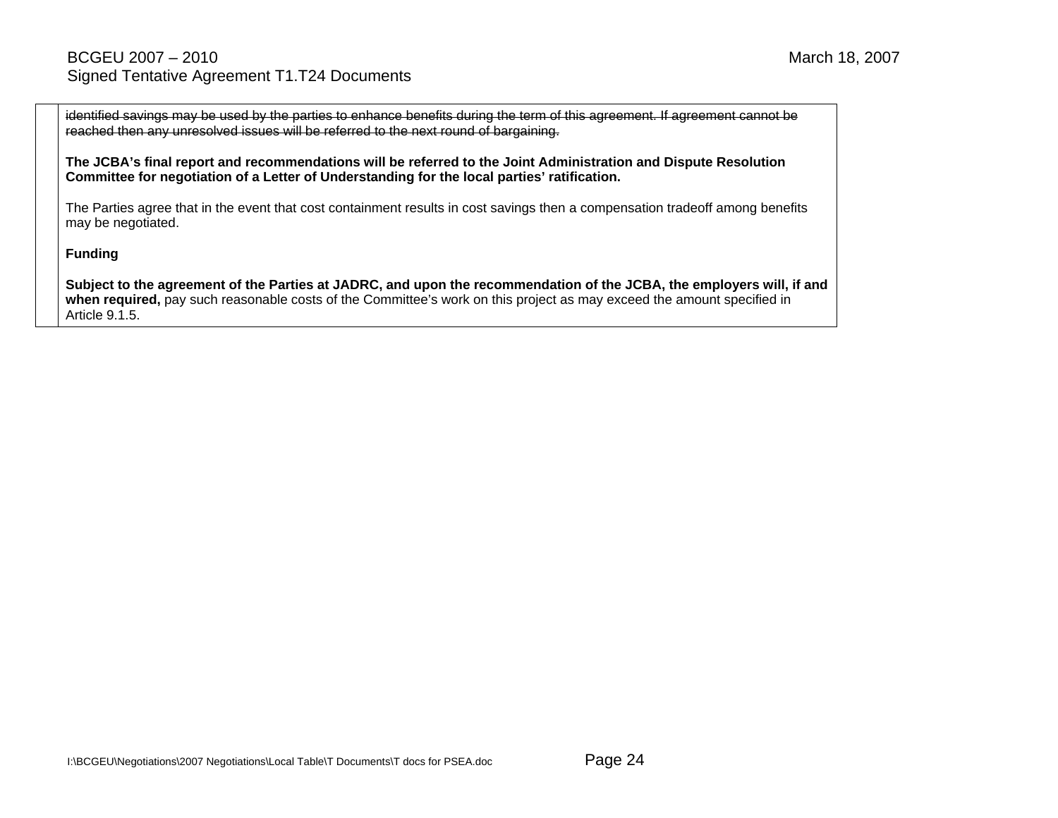| | |
|---|---|
| | ~~identified savings may be used by the parties to enhance benefits during the term of this agreement. If agreement cannot be reached then any unresolved issues will be referred to the next round of bargaining.~~<br><br>**The JCBA's final report and recommendations will be referred to the Joint Administration and Dispute Resolution Committee for negotiation of a Letter of Understanding for the local parties' ratification.**<br><br>The Parties agree that in the event that cost containment results in cost savings then a compensation tradeoff among benefits may be negotiated.<br><br>**Funding**<br><br>**Subject to the agreement of the Parties at JADRC, and upon the recommendation of the JCBA, the employers will, if and when required,** pay such reasonable costs of the Committee's work on this project as may exceed the amount specified in Article 9.1.5. |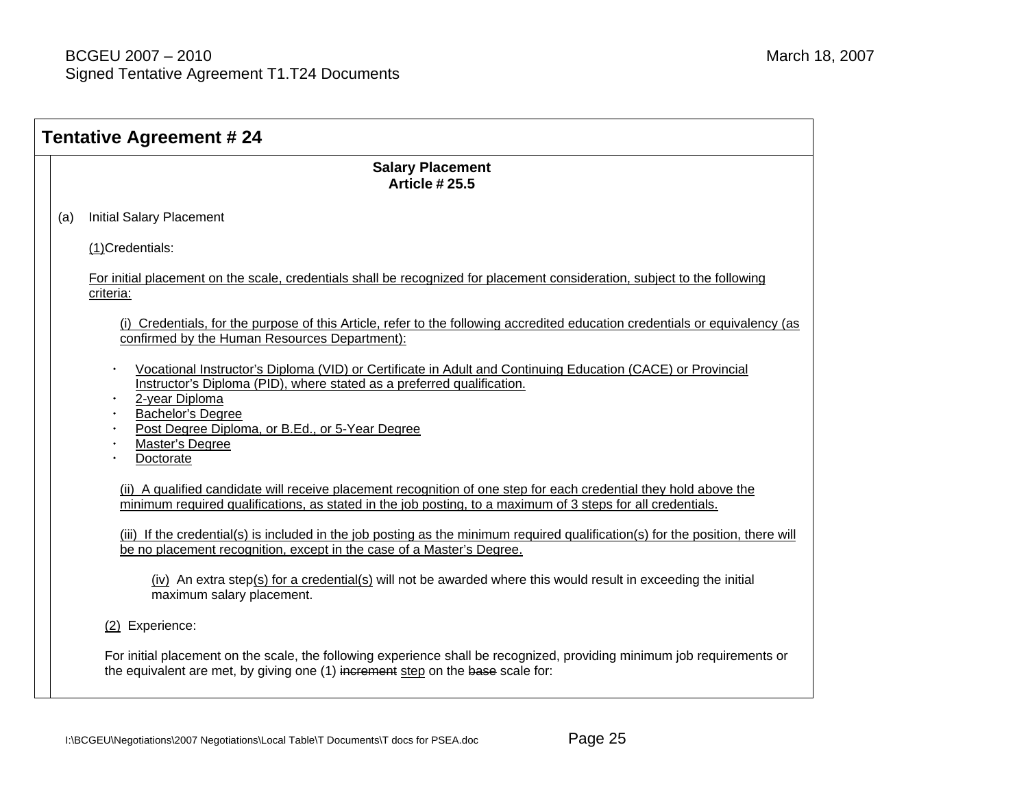## Tentative Agreement # 24

**Salary Placement**
**Article # 25.5**

(a) Initial Salary Placement

(1)Credentials:

For initial placement on the scale, credentials shall be recognized for placement consideration, subject to the following criteria:

(i) Credentials, for the purpose of this Article, refer to the following accredited education credentials or equivalency (as confirmed by the Human Resources Department):

- Vocational Instructor's Diploma (VID) or Certificate in Adult and Continuing Education (CACE) or Provincial Instructor's Diploma (PID), where stated as a preferred qualification.
- 2-year Diploma
- Bachelor's Degree
- Post Degree Diploma, or B.Ed., or 5-Year Degree
- Master's Degree
- Doctorate

(ii) A qualified candidate will receive placement recognition of one step for each credential they hold above the minimum required qualifications, as stated in the job posting, to a maximum of 3 steps for all credentials.

(iii) If the credential(s) is included in the job posting as the minimum required qualification(s) for the position, there will be no placement recognition, except in the case of a Master's Degree.

(iv) An extra step(s) for a credential(s) will not be awarded where this would result in exceeding the initial maximum salary placement.

(2) Experience:

For initial placement on the scale, the following experience shall be recognized, providing minimum job requirements or the equivalent are met, by giving one (1) ~~increment~~ step on the ~~base~~ scale for: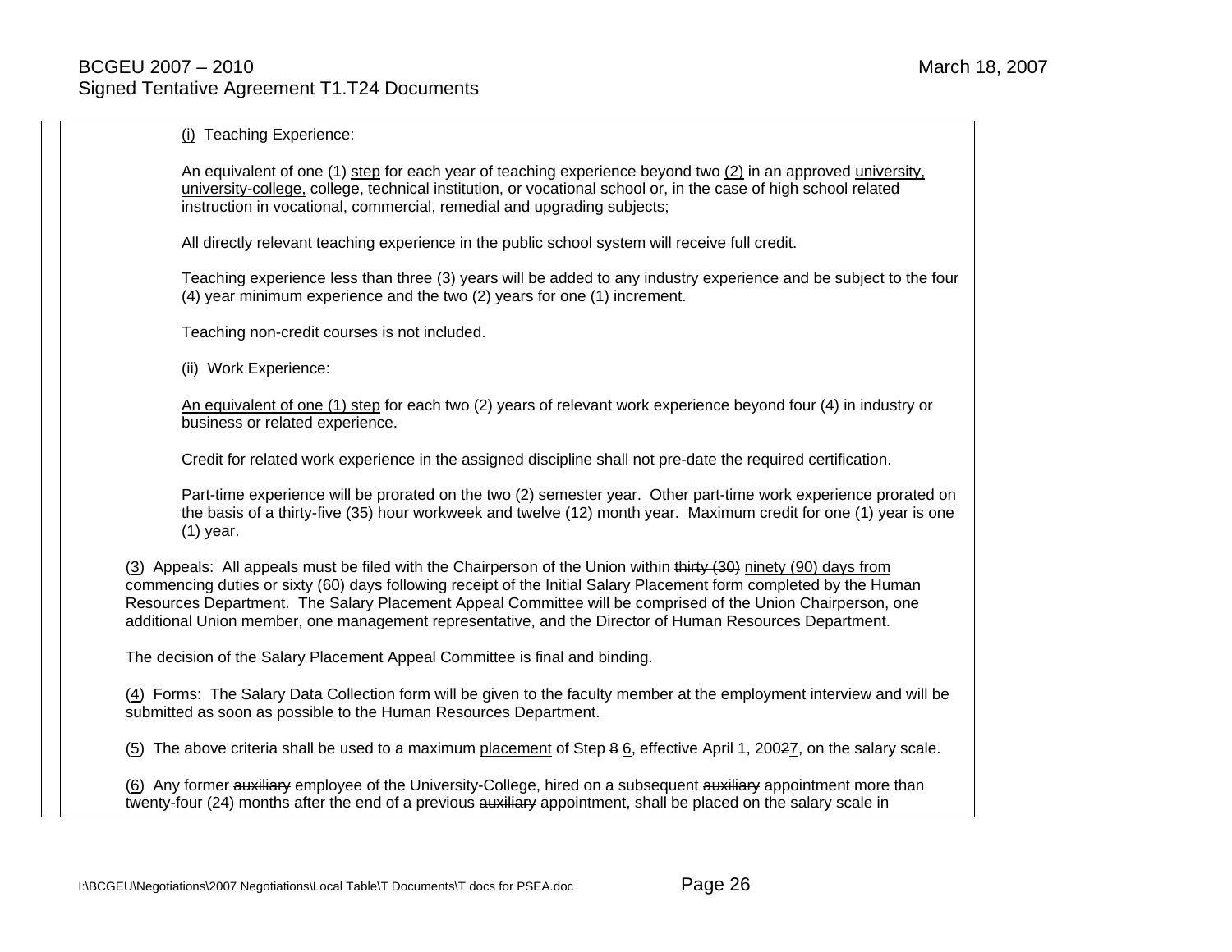(i) Teaching Experience:

An equivalent of one (1) step for each year of teaching experience beyond two (2) in an approved university, university-college, college, technical institution, or vocational school or, in the case of high school related instruction in vocational, commercial, remedial and upgrading subjects;

All directly relevant teaching experience in the public school system will receive full credit.

Teaching experience less than three (3) years will be added to any industry experience and be subject to the four (4) year minimum experience and the two (2) years for one (1) increment.

Teaching non-credit courses is not included.

(ii) Work Experience:

An equivalent of one (1) step for each two (2) years of relevant work experience beyond four (4) in industry or business or related experience.

Credit for related work experience in the assigned discipline shall not pre-date the required certification.

Part-time experience will be prorated on the two (2) semester year. Other part-time work experience prorated on the basis of a thirty-five (35) hour workweek and twelve (12) month year. Maximum credit for one (1) year is one (1) year.

(3) Appeals: All appeals must be filed with the Chairperson of the Union within ~~thirty (30)~~ ninety (90) days from commencing duties or sixty (60) days following receipt of the Initial Salary Placement form completed by the Human Resources Department. The Salary Placement Appeal Committee will be comprised of the Union Chairperson, one additional Union member, one management representative, and the Director of Human Resources Department.

The decision of the Salary Placement Appeal Committee is final and binding.

(4) Forms: The Salary Data Collection form will be given to the faculty member at the employment interview and will be submitted as soon as possible to the Human Resources Department.

(5) The above criteria shall be used to a maximum placement of Step ~~8~~ 6, effective April 1, 200~~2~~7, on the salary scale.

(6) Any former ~~auxiliary~~ employee of the University-College, hired on a subsequent ~~auxiliary~~ appointment more than twenty-four (24) months after the end of a previous ~~auxiliary~~ appointment, shall be placed on the salary scale in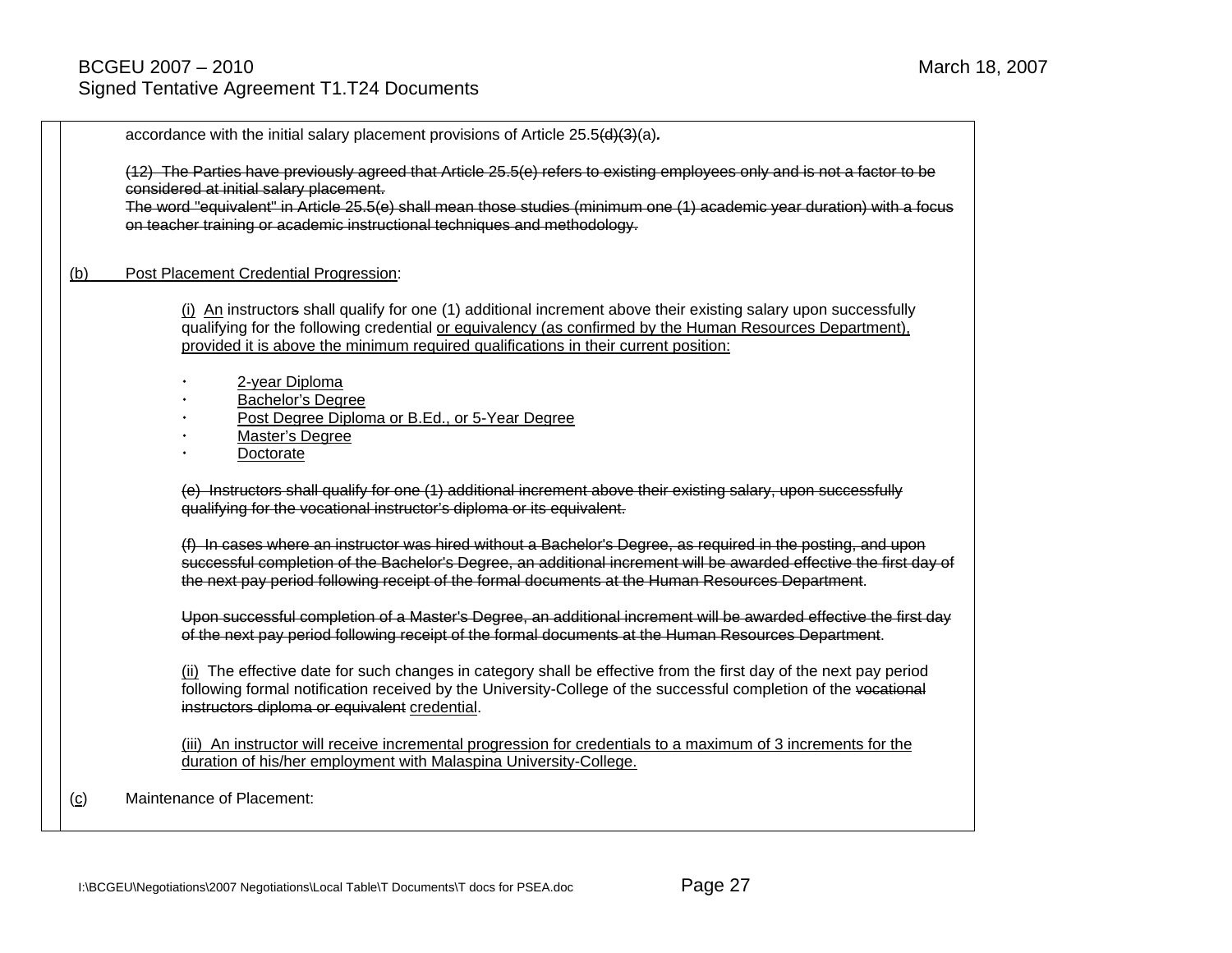accordance with the initial salary placement provisions of Article 25.5~~(d)(3)~~(a)**.**

~~(12) The Parties have previously agreed that Article 25.5(e) refers to existing employees only and is not a factor to be considered at initial salary placement.~~
~~The word "equivalent" in Article 25.5(e) shall mean those studies (minimum one (1) academic year duration) with a focus on teacher training or academic instructional techniques and methodology.~~

<u>(b)</u> <u>Post Placement Credential Progression</u>:

<u>(i)</u> <u>An</u> instructor~~s~~ shall qualify for one (1) additional increment above their existing salary upon successfully qualifying for the following credential <u>or equivalency (as confirmed by the Human Resources Department), provided it is above the minimum required qualifications in their current position:</u>

- <u>2-year Diploma</u>
- <u>Bachelor's Degree</u>
- <u>Post Degree Diploma or B.Ed., or 5-Year Degree</u>
- <u>Master's Degree</u>
- <u>Doctorate</u>

~~(e) Instructors shall qualify for one (1) additional increment above their existing salary, upon successfully qualifying for the vocational instructor's diploma or its equivalent.~~

~~(f) In cases where an instructor was hired without a Bachelor's Degree, as required in the posting, and upon successful completion of the Bachelor's Degree, an additional increment will be awarded effective the first day of the next pay period following receipt of the formal documents at the Human Resources Department~~.

~~Upon successful completion of a Master's Degree, an additional increment will be awarded effective the first day of the next pay period following receipt of the formal documents at the Human Resources Department~~.

<u>(ii)</u> The effective date for such changes in category shall be effective from the first day of the next pay period following formal notification received by the University-College of the successful completion of the ~~vocational instructors diploma or equivalent~~ <u>credential</u>.

<u>(iii) An instructor will receive incremental progression for credentials to a maximum of 3 increments for the duration of his/her employment with Malaspina University-College.</u>

(<u>c</u>) Maintenance of Placement: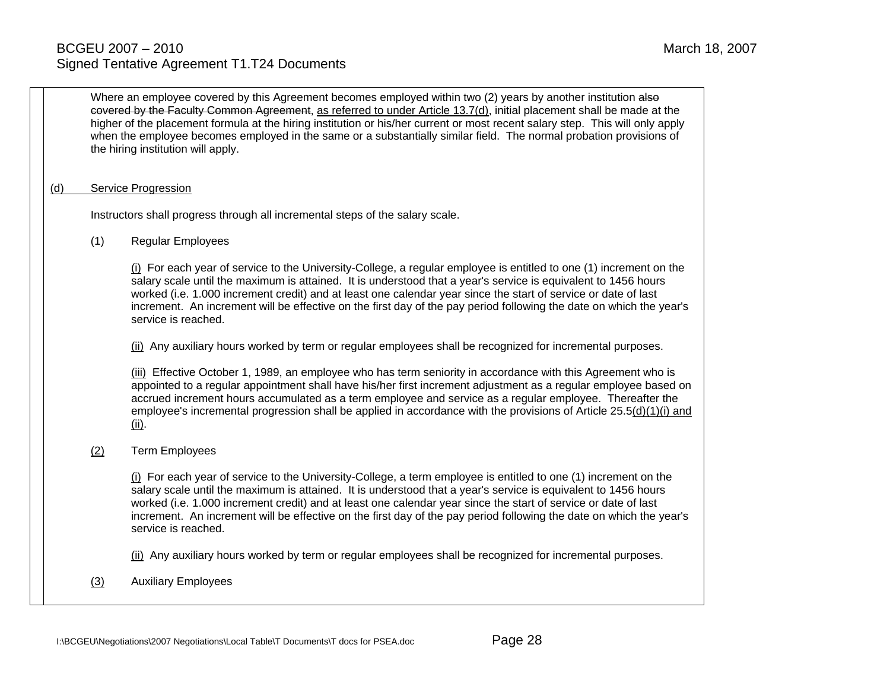Where an employee covered by this Agreement becomes employed within two (2) years by another institution ~~also covered by the Faculty Common Agreement~~, <u>as referred to under Article 13.7(d)</u>, initial placement shall be made at the higher of the placement formula at the hiring institution or his/her current or most recent salary step. This will only apply when the employee becomes employed in the same or a substantially similar field. The normal probation provisions of the hiring institution will apply.

<u>(d)</u> <u>Service Progression</u>

Instructors shall progress through all incremental steps of the salary scale.

(1) Regular Employees

<u>(i)</u> For each year of service to the University-College, a regular employee is entitled to one (1) increment on the salary scale until the maximum is attained. It is understood that a year's service is equivalent to 1456 hours worked (i.e. 1.000 increment credit) and at least one calendar year since the start of service or date of last increment. An increment will be effective on the first day of the pay period following the date on which the year's service is reached.

<u>(ii)</u> Any auxiliary hours worked by term or regular employees shall be recognized for incremental purposes.

<u>(iii)</u> Effective October 1, 1989, an employee who has term seniority in accordance with this Agreement who is appointed to a regular appointment shall have his/her first increment adjustment as a regular employee based on accrued increment hours accumulated as a term employee and service as a regular employee. Thereafter the employee's incremental progression shall be applied in accordance with the provisions of Article 25.5<u>(d)(1)(i) and (ii)</u>.

<u>(2)</u> Term Employees

<u>(i)</u> For each year of service to the University-College, a term employee is entitled to one (1) increment on the salary scale until the maximum is attained. It is understood that a year's service is equivalent to 1456 hours worked (i.e. 1.000 increment credit) and at least one calendar year since the start of service or date of last increment. An increment will be effective on the first day of the pay period following the date on which the year's service is reached.

<u>(ii)</u> Any auxiliary hours worked by term or regular employees shall be recognized for incremental purposes.

<u>(3)</u> Auxiliary Employees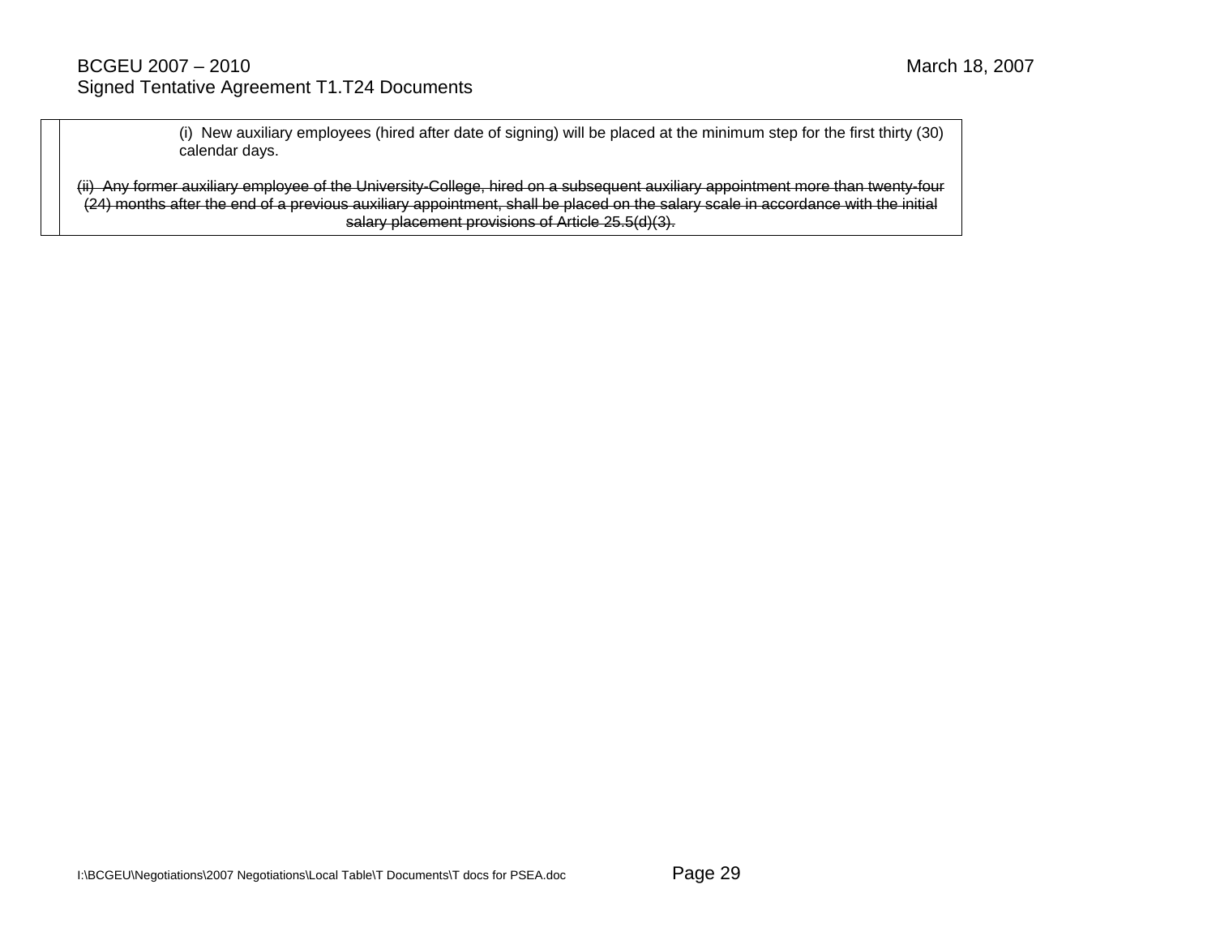| | |
|---|---|
| | (i) New auxiliary employees (hired after date of signing) will be placed at the minimum step for the first thirty (30) calendar days.<br><br>~~(ii) Any former auxiliary employee of the University-College, hired on a subsequent auxiliary appointment more than twenty-four (24) months after the end of a previous auxiliary appointment, shall be placed on the salary scale in accordance with the initial salary placement provisions of Article 25.5(d)(3).~~ |